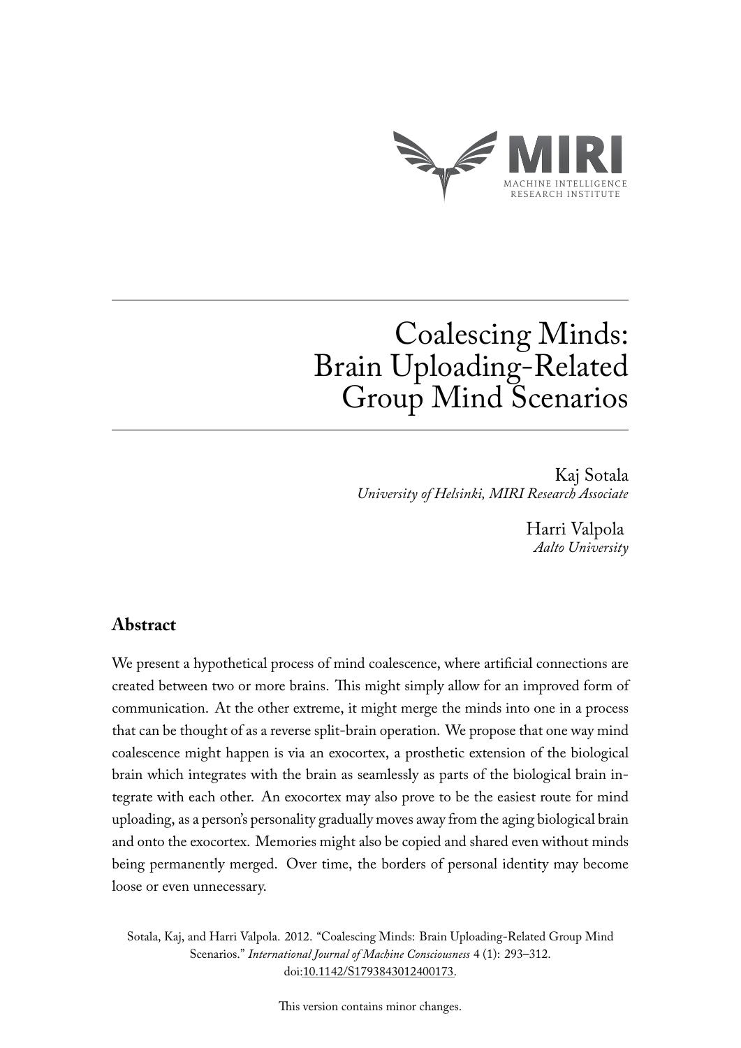MIRI

MACHINE INTELLIGENCE RESEARCH INSTITUTE

# Coalescing Minds: Brain Uploading-Related Group Mind Scenarios

Kaj Sotala
*University of Helsinki, MIRI Research Associate*

Harri Valpola
*Aalto University*

## Abstract

We present a hypothetical process of mind coalescence, where artificial connections are created between two or more brains. This might simply allow for an improved form of communication. At the other extreme, it might merge the minds into one in a process that can be thought of as a reverse split-brain operation. We propose that one way mind coalescence might happen is via an exocortex, a prosthetic extension of the biological brain which integrates with the brain as seamlessly as parts of the biological brain integrate with each other. An exocortex may also prove to be the easiest route for mind uploading, as a person's personality gradually moves away from the aging biological brain and onto the exocortex. Memories might also be copied and shared even without minds being permanently merged. Over time, the borders of personal identity may become loose or even unnecessary.

Sotala, Kaj, and Harri Valpola. 2012. "Coalescing Minds: Brain Uploading-Related Group Mind Scenarios." *International Journal of Machine Consciousness* 4 (1): 293–312. doi:10.1142/S1793843012400173.

This version contains minor changes.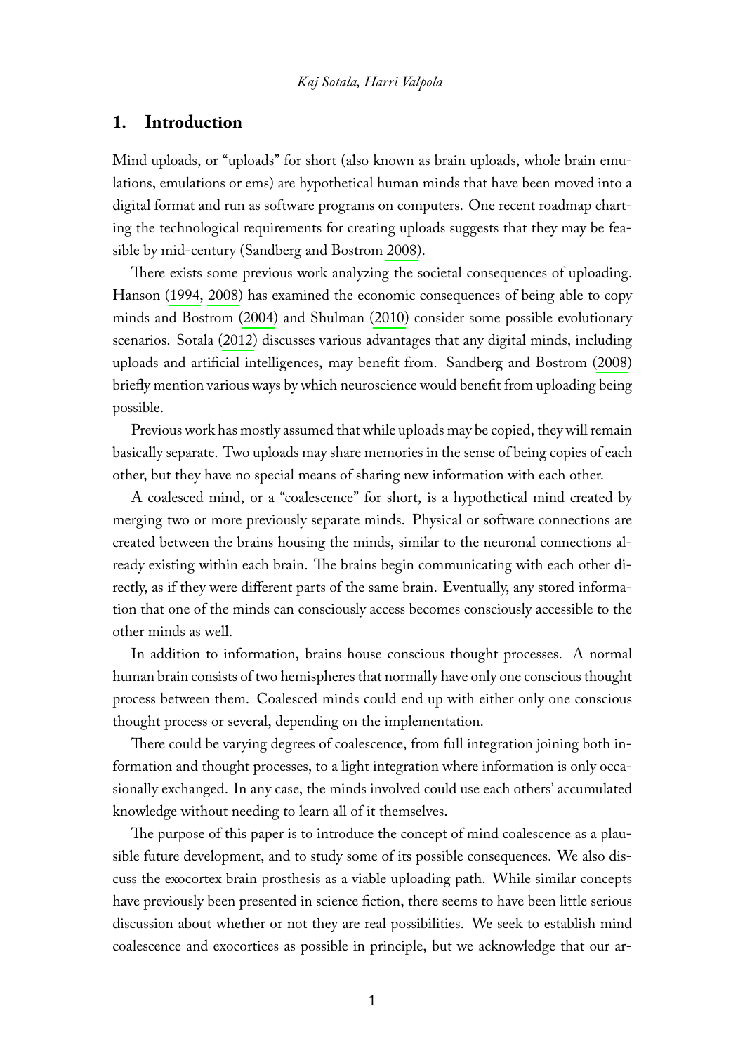## 1. Introduction

Mind uploads, or "uploads" for short (also known as brain uploads, whole brain emulations, emulations or ems) are hypothetical human minds that have been moved into a digital format and run as software programs on computers. One recent roadmap charting the technological requirements for creating uploads suggests that they may be feasible by mid-century (Sandberg and Bostrom 2008).

There exists some previous work analyzing the societal consequences of uploading. Hanson (1994, 2008) has examined the economic consequences of being able to copy minds and Bostrom (2004) and Shulman (2010) consider some possible evolutionary scenarios. Sotala (2012) discusses various advantages that any digital minds, including uploads and artificial intelligences, may benefit from. Sandberg and Bostrom (2008) briefly mention various ways by which neuroscience would benefit from uploading being possible.

Previous work has mostly assumed that while uploads may be copied, they will remain basically separate. Two uploads may share memories in the sense of being copies of each other, but they have no special means of sharing new information with each other.

A coalesced mind, or a "coalescence" for short, is a hypothetical mind created by merging two or more previously separate minds. Physical or software connections are created between the brains housing the minds, similar to the neuronal connections already existing within each brain. The brains begin communicating with each other directly, as if they were different parts of the same brain. Eventually, any stored information that one of the minds can consciously access becomes consciously accessible to the other minds as well.

In addition to information, brains house conscious thought processes. A normal human brain consists of two hemispheres that normally have only one conscious thought process between them. Coalesced minds could end up with either only one conscious thought process or several, depending on the implementation.

There could be varying degrees of coalescence, from full integration joining both information and thought processes, to a light integration where information is only occasionally exchanged. In any case, the minds involved could use each others' accumulated knowledge without needing to learn all of it themselves.

The purpose of this paper is to introduce the concept of mind coalescence as a plausible future development, and to study some of its possible consequences. We also discuss the exocortex brain prosthesis as a viable uploading path. While similar concepts have previously been presented in science fiction, there seems to have been little serious discussion about whether or not they are real possibilities. We seek to establish mind coalescence and exocortices as possible in principle, but we acknowledge that our ar-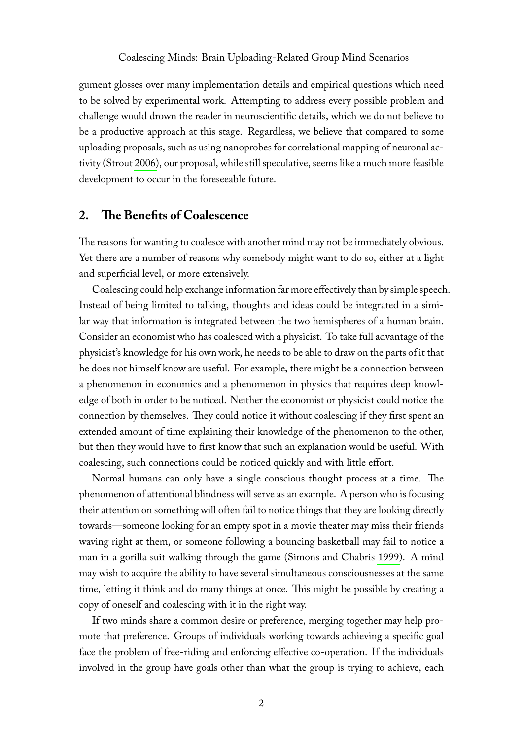gument glosses over many implementation details and empirical questions which need to be solved by experimental work. Attempting to address every possible problem and challenge would drown the reader in neuroscientific details, which we do not believe to be a productive approach at this stage. Regardless, we believe that compared to some uploading proposals, such as using nanoprobes for correlational mapping of neuronal activity (Strout 2006), our proposal, while still speculative, seems like a much more feasible development to occur in the foreseeable future.

## 2. The Benefits of Coalescence

The reasons for wanting to coalesce with another mind may not be immediately obvious. Yet there are a number of reasons why somebody might want to do so, either at a light and superficial level, or more extensively.

Coalescing could help exchange information far more effectively than by simple speech. Instead of being limited to talking, thoughts and ideas could be integrated in a similar way that information is integrated between the two hemispheres of a human brain. Consider an economist who has coalesced with a physicist. To take full advantage of the physicist's knowledge for his own work, he needs to be able to draw on the parts of it that he does not himself know are useful. For example, there might be a connection between a phenomenon in economics and a phenomenon in physics that requires deep knowledge of both in order to be noticed. Neither the economist or physicist could notice the connection by themselves. They could notice it without coalescing if they first spent an extended amount of time explaining their knowledge of the phenomenon to the other, but then they would have to first know that such an explanation would be useful. With coalescing, such connections could be noticed quickly and with little effort.

Normal humans can only have a single conscious thought process at a time. The phenomenon of attentional blindness will serve as an example. A person who is focusing their attention on something will often fail to notice things that they are looking directly towards—someone looking for an empty spot in a movie theater may miss their friends waving right at them, or someone following a bouncing basketball may fail to notice a man in a gorilla suit walking through the game (Simons and Chabris 1999). A mind may wish to acquire the ability to have several simultaneous consciousnesses at the same time, letting it think and do many things at once. This might be possible by creating a copy of oneself and coalescing with it in the right way.

If two minds share a common desire or preference, merging together may help promote that preference. Groups of individuals working towards achieving a specific goal face the problem of free-riding and enforcing effective co-operation. If the individuals involved in the group have goals other than what the group is trying to achieve, each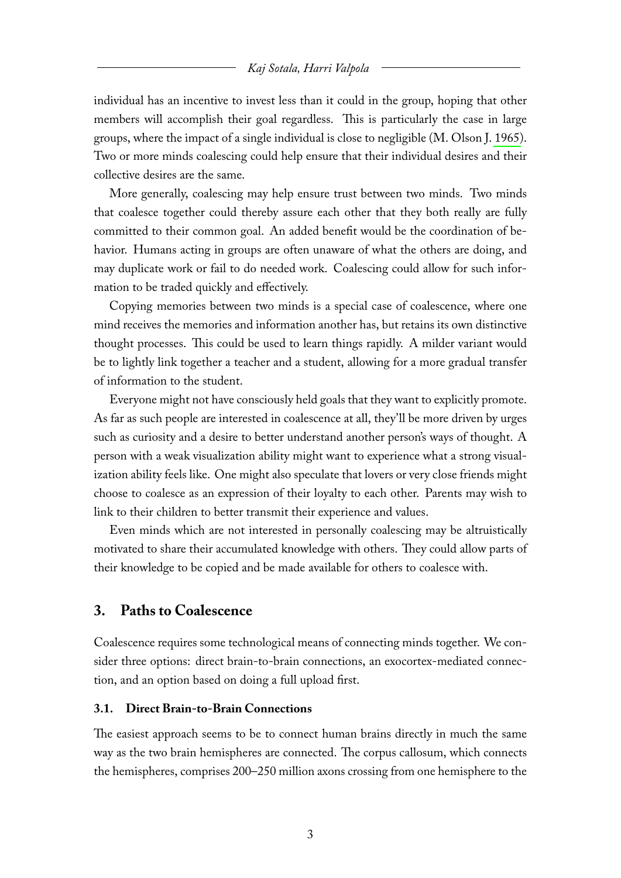individual has an incentive to invest less than it could in the group, hoping that other members will accomplish their goal regardless. This is particularly the case in large groups, where the impact of a single individual is close to negligible (M. Olson J. 1965). Two or more minds coalescing could help ensure that their individual desires and their collective desires are the same.

More generally, coalescing may help ensure trust between two minds. Two minds that coalesce together could thereby assure each other that they both really are fully committed to their common goal. An added benefit would be the coordination of behavior. Humans acting in groups are often unaware of what the others are doing, and may duplicate work or fail to do needed work. Coalescing could allow for such information to be traded quickly and effectively.

Copying memories between two minds is a special case of coalescence, where one mind receives the memories and information another has, but retains its own distinctive thought processes. This could be used to learn things rapidly. A milder variant would be to lightly link together a teacher and a student, allowing for a more gradual transfer of information to the student.

Everyone might not have consciously held goals that they want to explicitly promote. As far as such people are interested in coalescence at all, they'll be more driven by urges such as curiosity and a desire to better understand another person's ways of thought. A person with a weak visualization ability might want to experience what a strong visualization ability feels like. One might also speculate that lovers or very close friends might choose to coalesce as an expression of their loyalty to each other. Parents may wish to link to their children to better transmit their experience and values.

Even minds which are not interested in personally coalescing may be altruistically motivated to share their accumulated knowledge with others. They could allow parts of their knowledge to be copied and be made available for others to coalesce with.

## 3. Paths to Coalescence

Coalescence requires some technological means of connecting minds together. We consider three options: direct brain-to-brain connections, an exocortex-mediated connection, and an option based on doing a full upload first.

### 3.1. Direct Brain-to-Brain Connections

The easiest approach seems to be to connect human brains directly in much the same way as the two brain hemispheres are connected. The corpus callosum, which connects the hemispheres, comprises 200–250 million axons crossing from one hemisphere to the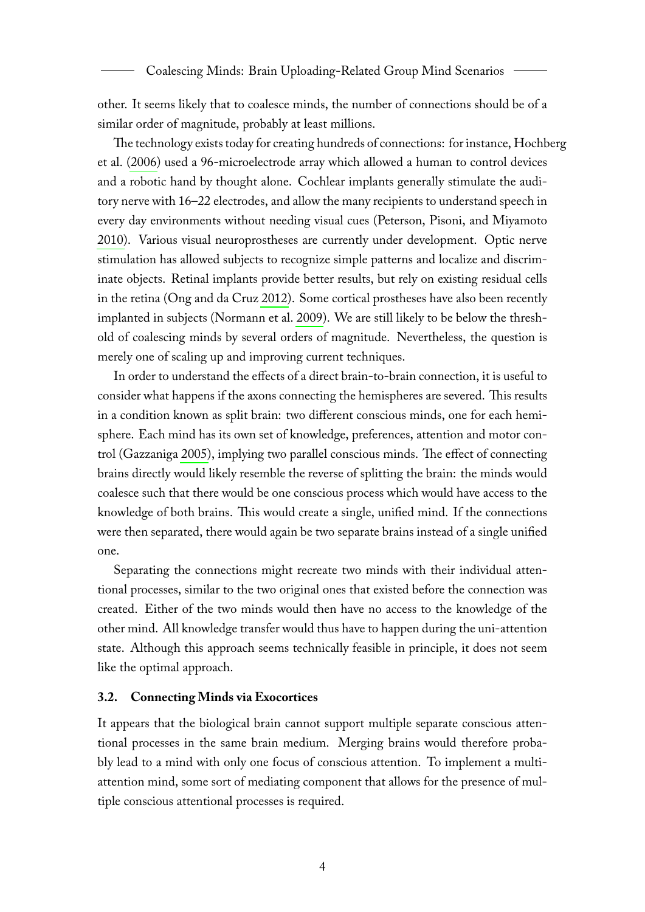other. It seems likely that to coalesce minds, the number of connections should be of a similar order of magnitude, probably at least millions.

The technology exists today for creating hundreds of connections: for instance, Hochberg et al. (2006) used a 96-microelectrode array which allowed a human to control devices and a robotic hand by thought alone. Cochlear implants generally stimulate the auditory nerve with 16–22 electrodes, and allow the many recipients to understand speech in every day environments without needing visual cues (Peterson, Pisoni, and Miyamoto 2010). Various visual neuroprostheses are currently under development. Optic nerve stimulation has allowed subjects to recognize simple patterns and localize and discriminate objects. Retinal implants provide better results, but rely on existing residual cells in the retina (Ong and da Cruz 2012). Some cortical prostheses have also been recently implanted in subjects (Normann et al. 2009). We are still likely to be below the threshold of coalescing minds by several orders of magnitude. Nevertheless, the question is merely one of scaling up and improving current techniques.

In order to understand the effects of a direct brain-to-brain connection, it is useful to consider what happens if the axons connecting the hemispheres are severed. This results in a condition known as split brain: two different conscious minds, one for each hemisphere. Each mind has its own set of knowledge, preferences, attention and motor control (Gazzaniga 2005), implying two parallel conscious minds. The effect of connecting brains directly would likely resemble the reverse of splitting the brain: the minds would coalesce such that there would be one conscious process which would have access to the knowledge of both brains. This would create a single, unified mind. If the connections were then separated, there would again be two separate brains instead of a single unified one.

Separating the connections might recreate two minds with their individual attentional processes, similar to the two original ones that existed before the connection was created. Either of the two minds would then have no access to the knowledge of the other mind. All knowledge transfer would thus have to happen during the uni-attention state. Although this approach seems technically feasible in principle, it does not seem like the optimal approach.

### 3.2. Connecting Minds via Exocortices

It appears that the biological brain cannot support multiple separate conscious attentional processes in the same brain medium. Merging brains would therefore probably lead to a mind with only one focus of conscious attention. To implement a multi-attention mind, some sort of mediating component that allows for the presence of multiple conscious attentional processes is required.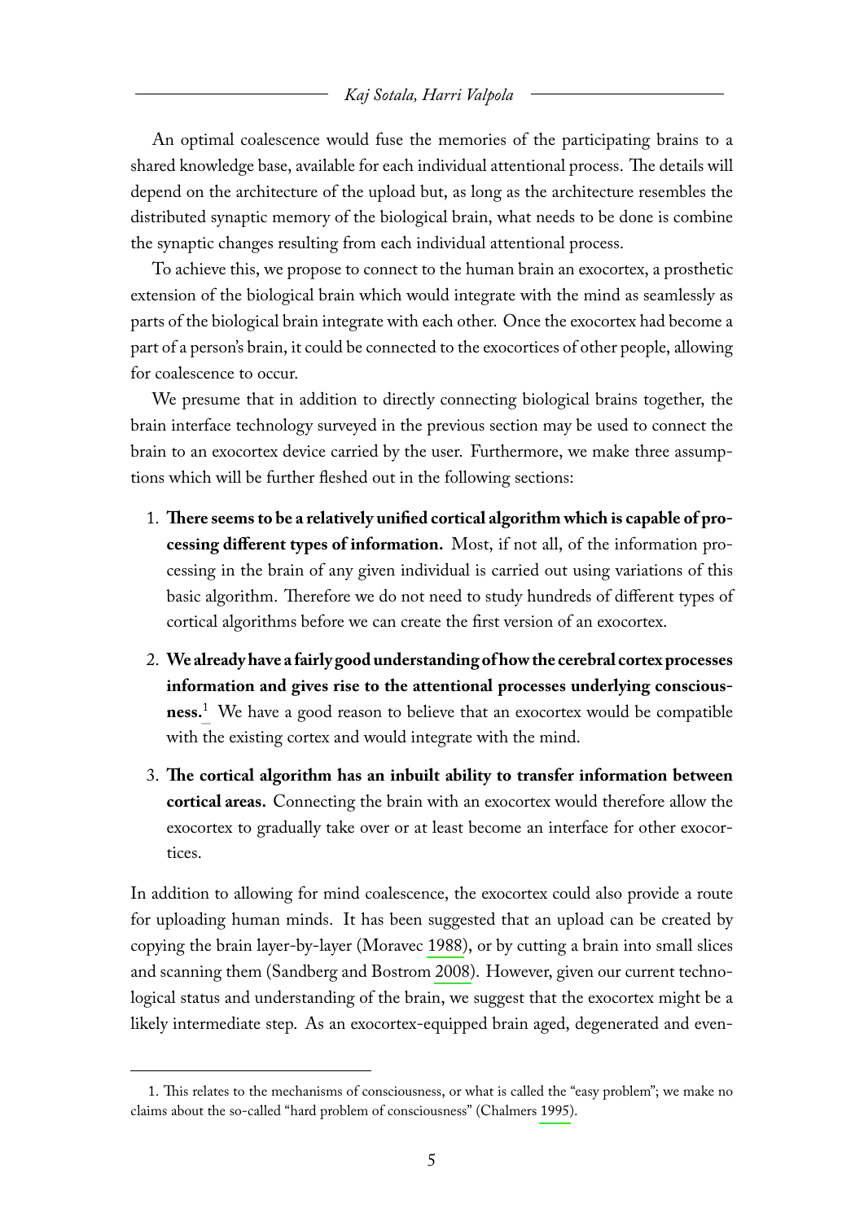An optimal coalescence would fuse the memories of the participating brains to a shared knowledge base, available for each individual attentional process. The details will depend on the architecture of the upload but, as long as the architecture resembles the distributed synaptic memory of the biological brain, what needs to be done is combine the synaptic changes resulting from each individual attentional process.

To achieve this, we propose to connect to the human brain an exocortex, a prosthetic extension of the biological brain which would integrate with the mind as seamlessly as parts of the biological brain integrate with each other. Once the exocortex had become a part of a person's brain, it could be connected to the exocortices of other people, allowing for coalescence to occur.

We presume that in addition to directly connecting biological brains together, the brain interface technology surveyed in the previous section may be used to connect the brain to an exocortex device carried by the user. Furthermore, we make three assumptions which will be further fleshed out in the following sections:

1. **There seems to be a relatively unified cortical algorithm which is capable of processing different types of information.** Most, if not all, of the information processing in the brain of any given individual is carried out using variations of this basic algorithm. Therefore we do not need to study hundreds of different types of cortical algorithms before we can create the first version of an exocortex.
2. **We already have a fairly good understanding of how the cerebral cortex processes information and gives rise to the attentional processes underlying consciousness.**[1] We have a good reason to believe that an exocortex would be compatible with the existing cortex and would integrate with the mind.
3. **The cortical algorithm has an inbuilt ability to transfer information between cortical areas.** Connecting the brain with an exocortex would therefore allow the exocortex to gradually take over or at least become an interface for other exocortices.

In addition to allowing for mind coalescence, the exocortex could also provide a route for uploading human minds. It has been suggested that an upload can be created by copying the brain layer-by-layer (Moravec 1988), or by cutting a brain into small slices and scanning them (Sandberg and Bostrom 2008). However, given our current technological status and understanding of the brain, we suggest that the exocortex might be a likely intermediate step. As an exocortex-equipped brain aged, degenerated and even-

1. This relates to the mechanisms of consciousness, or what is called the "easy problem"; we make no claims about the so-called "hard problem of consciousness" (Chalmers 1995).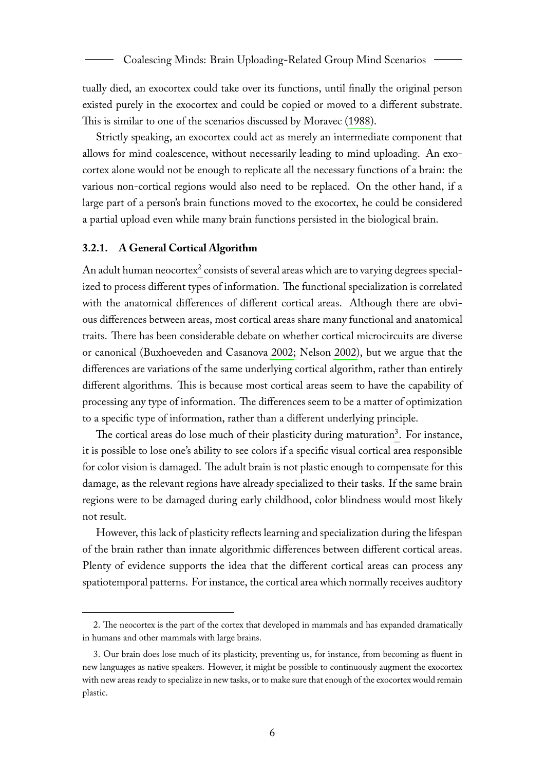tually died, an exocortex could take over its functions, until finally the original person existed purely in the exocortex and could be copied or moved to a different substrate. This is similar to one of the scenarios discussed by Moravec (1988).

Strictly speaking, an exocortex could act as merely an intermediate component that allows for mind coalescence, without necessarily leading to mind uploading. An exocortex alone would not be enough to replicate all the necessary functions of a brain: the various non-cortical regions would also need to be replaced. On the other hand, if a large part of a person's brain functions moved to the exocortex, he could be considered a partial upload even while many brain functions persisted in the biological brain.

### 3.2.1. A General Cortical Algorithm

An adult human neocortex[2] consists of several areas which are to varying degrees specialized to process different types of information. The functional specialization is correlated with the anatomical differences of different cortical areas. Although there are obvious differences between areas, most cortical areas share many functional and anatomical traits. There has been considerable debate on whether cortical microcircuits are diverse or canonical (Buxhoeveden and Casanova 2002; Nelson 2002), but we argue that the differences are variations of the same underlying cortical algorithm, rather than entirely different algorithms. This is because most cortical areas seem to have the capability of processing any type of information. The differences seem to be a matter of optimization to a specific type of information, rather than a different underlying principle.

The cortical areas do lose much of their plasticity during maturation[3]. For instance, it is possible to lose one's ability to see colors if a specific visual cortical area responsible for color vision is damaged. The adult brain is not plastic enough to compensate for this damage, as the relevant regions have already specialized to their tasks. If the same brain regions were to be damaged during early childhood, color blindness would most likely not result.

However, this lack of plasticity reflects learning and specialization during the lifespan of the brain rather than innate algorithmic differences between different cortical areas. Plenty of evidence supports the idea that the different cortical areas can process any spatiotemporal patterns. For instance, the cortical area which normally receives auditory

---

2. The neocortex is the part of the cortex that developed in mammals and has expanded dramatically in humans and other mammals with large brains.

3. Our brain does lose much of its plasticity, preventing us, for instance, from becoming as fluent in new languages as native speakers. However, it might be possible to continuously augment the exocortex with new areas ready to specialize in new tasks, or to make sure that enough of the exocortex would remain plastic.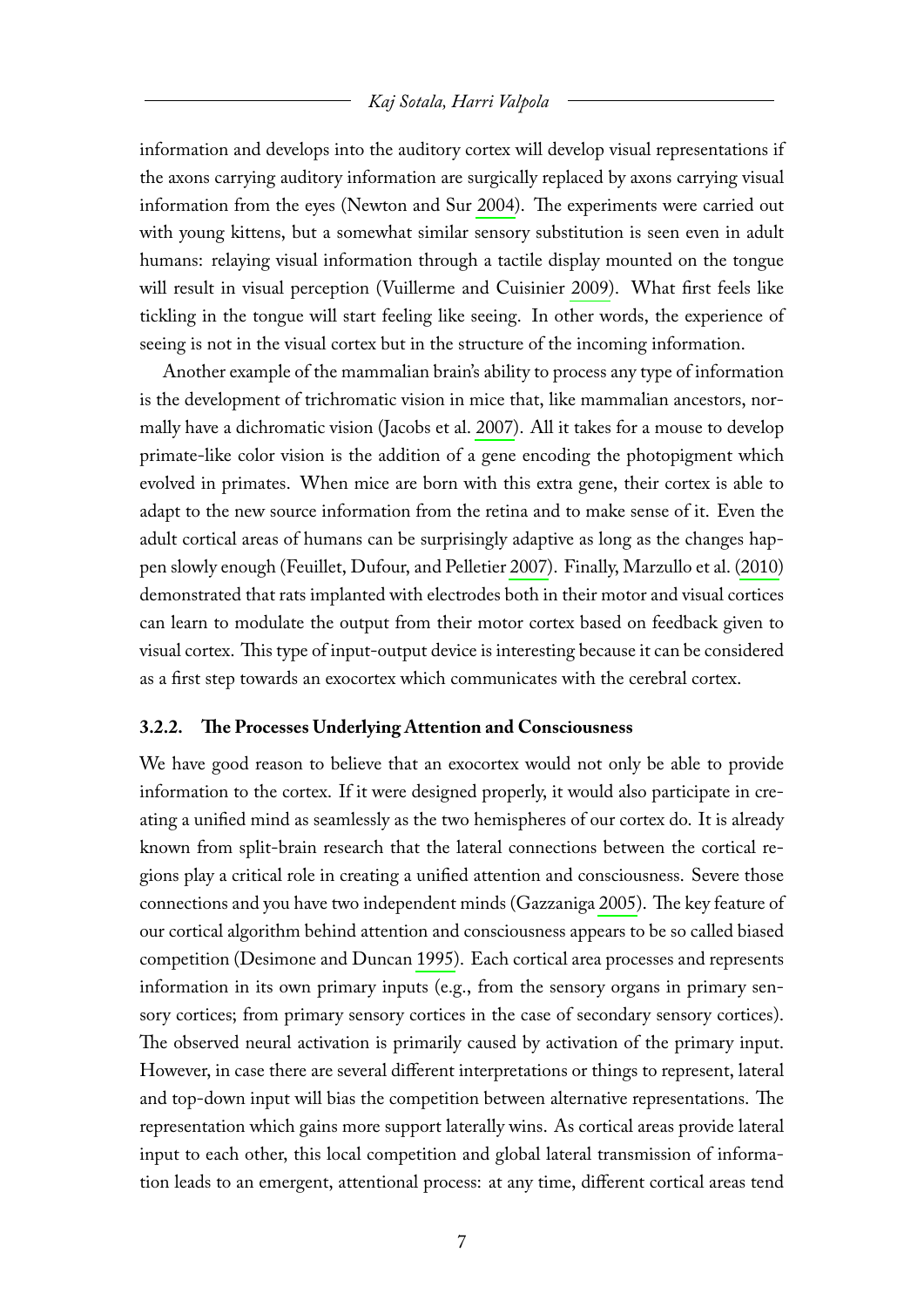information and develops into the auditory cortex will develop visual representations if the axons carrying auditory information are surgically replaced by axons carrying visual information from the eyes (Newton and Sur 2004). The experiments were carried out with young kittens, but a somewhat similar sensory substitution is seen even in adult humans: relaying visual information through a tactile display mounted on the tongue will result in visual perception (Vuillerme and Cuisinier 2009). What first feels like tickling in the tongue will start feeling like seeing. In other words, the experience of seeing is not in the visual cortex but in the structure of the incoming information.

Another example of the mammalian brain's ability to process any type of information is the development of trichromatic vision in mice that, like mammalian ancestors, normally have a dichromatic vision (Jacobs et al. 2007). All it takes for a mouse to develop primate-like color vision is the addition of a gene encoding the photopigment which evolved in primates. When mice are born with this extra gene, their cortex is able to adapt to the new source information from the retina and to make sense of it. Even the adult cortical areas of humans can be surprisingly adaptive as long as the changes happen slowly enough (Feuillet, Dufour, and Pelletier 2007). Finally, Marzullo et al. (2010) demonstrated that rats implanted with electrodes both in their motor and visual cortices can learn to modulate the output from their motor cortex based on feedback given to visual cortex. This type of input-output device is interesting because it can be considered as a first step towards an exocortex which communicates with the cerebral cortex.

### 3.2.2. The Processes Underlying Attention and Consciousness

We have good reason to believe that an exocortex would not only be able to provide information to the cortex. If it were designed properly, it would also participate in creating a unified mind as seamlessly as the two hemispheres of our cortex do. It is already known from split-brain research that the lateral connections between the cortical regions play a critical role in creating a unified attention and consciousness. Severe those connections and you have two independent minds (Gazzaniga 2005). The key feature of our cortical algorithm behind attention and consciousness appears to be so called biased competition (Desimone and Duncan 1995). Each cortical area processes and represents information in its own primary inputs (e.g., from the sensory organs in primary sensory cortices; from primary sensory cortices in the case of secondary sensory cortices). The observed neural activation is primarily caused by activation of the primary input. However, in case there are several different interpretations or things to represent, lateral and top-down input will bias the competition between alternative representations. The representation which gains more support laterally wins. As cortical areas provide lateral input to each other, this local competition and global lateral transmission of information leads to an emergent, attentional process: at any time, different cortical areas tend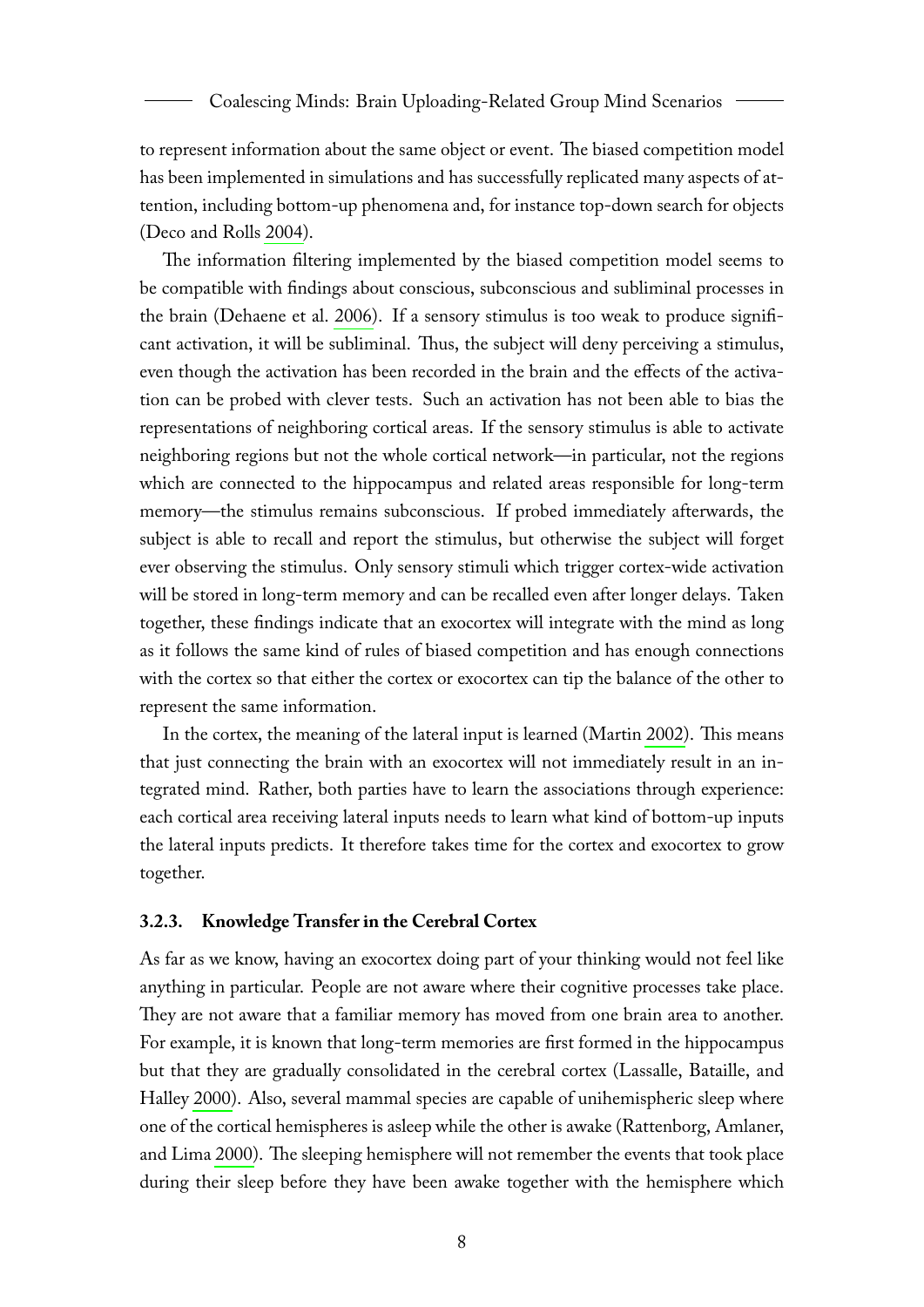to represent information about the same object or event. The biased competition model has been implemented in simulations and has successfully replicated many aspects of attention, including bottom-up phenomena and, for instance top-down search for objects (Deco and Rolls 2004).

The information filtering implemented by the biased competition model seems to be compatible with findings about conscious, subconscious and subliminal processes in the brain (Dehaene et al. 2006). If a sensory stimulus is too weak to produce significant activation, it will be subliminal. Thus, the subject will deny perceiving a stimulus, even though the activation has been recorded in the brain and the effects of the activation can be probed with clever tests. Such an activation has not been able to bias the representations of neighboring cortical areas. If the sensory stimulus is able to activate neighboring regions but not the whole cortical network—in particular, not the regions which are connected to the hippocampus and related areas responsible for long-term memory—the stimulus remains subconscious. If probed immediately afterwards, the subject is able to recall and report the stimulus, but otherwise the subject will forget ever observing the stimulus. Only sensory stimuli which trigger cortex-wide activation will be stored in long-term memory and can be recalled even after longer delays. Taken together, these findings indicate that an exocortex will integrate with the mind as long as it follows the same kind of rules of biased competition and has enough connections with the cortex so that either the cortex or exocortex can tip the balance of the other to represent the same information.

In the cortex, the meaning of the lateral input is learned (Martin 2002). This means that just connecting the brain with an exocortex will not immediately result in an integrated mind. Rather, both parties have to learn the associations through experience: each cortical area receiving lateral inputs needs to learn what kind of bottom-up inputs the lateral inputs predicts. It therefore takes time for the cortex and exocortex to grow together.

### 3.2.3. Knowledge Transfer in the Cerebral Cortex

As far as we know, having an exocortex doing part of your thinking would not feel like anything in particular. People are not aware where their cognitive processes take place. They are not aware that a familiar memory has moved from one brain area to another. For example, it is known that long-term memories are first formed in the hippocampus but that they are gradually consolidated in the cerebral cortex (Lassalle, Bataille, and Halley 2000). Also, several mammal species are capable of unihemispheric sleep where one of the cortical hemispheres is asleep while the other is awake (Rattenborg, Amlaner, and Lima 2000). The sleeping hemisphere will not remember the events that took place during their sleep before they have been awake together with the hemisphere which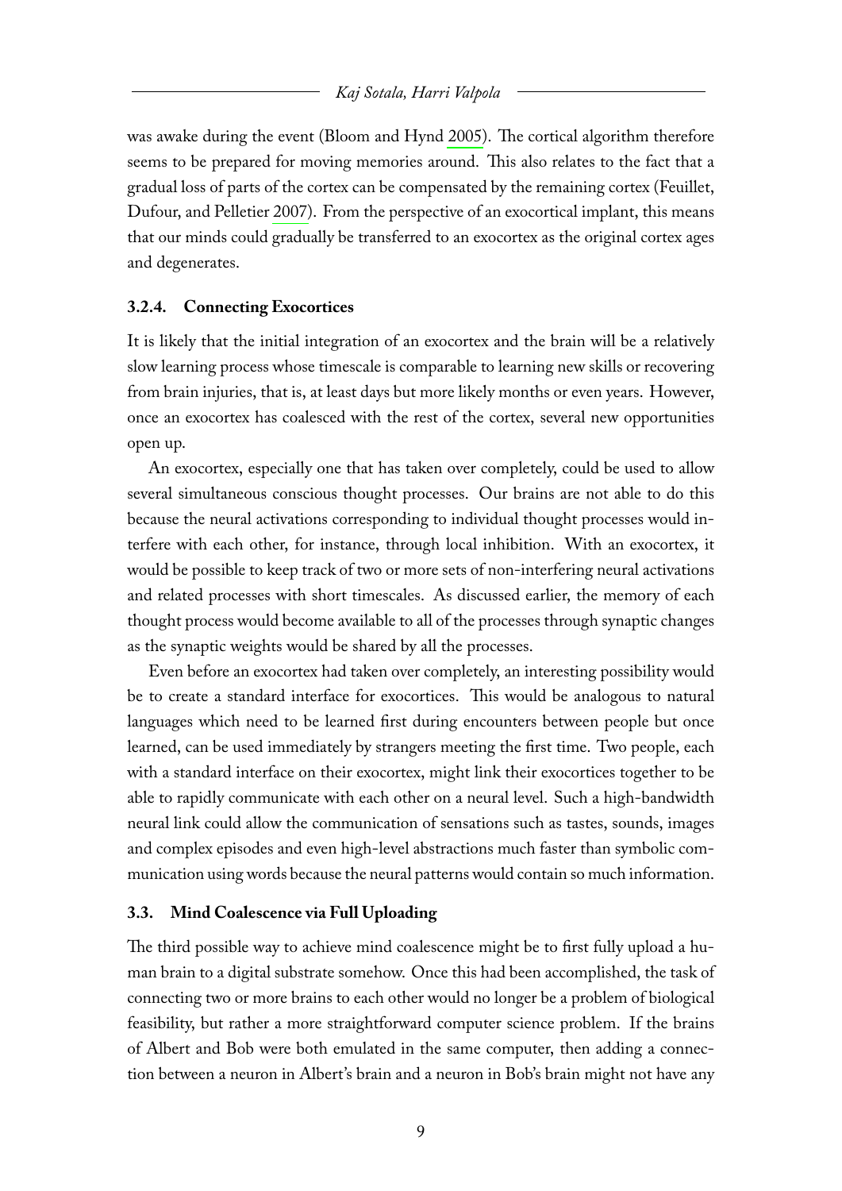was awake during the event (Bloom and Hynd 2005). The cortical algorithm therefore seems to be prepared for moving memories around. This also relates to the fact that a gradual loss of parts of the cortex can be compensated by the remaining cortex (Feuillet, Dufour, and Pelletier 2007). From the perspective of an exocortical implant, this means that our minds could gradually be transferred to an exocortex as the original cortex ages and degenerates.

#### 3.2.4. Connecting Exocortices

It is likely that the initial integration of an exocortex and the brain will be a relatively slow learning process whose timescale is comparable to learning new skills or recovering from brain injuries, that is, at least days but more likely months or even years. However, once an exocortex has coalesced with the rest of the cortex, several new opportunities open up.

An exocortex, especially one that has taken over completely, could be used to allow several simultaneous conscious thought processes. Our brains are not able to do this because the neural activations corresponding to individual thought processes would interfere with each other, for instance, through local inhibition. With an exocortex, it would be possible to keep track of two or more sets of non-interfering neural activations and related processes with short timescales. As discussed earlier, the memory of each thought process would become available to all of the processes through synaptic changes as the synaptic weights would be shared by all the processes.

Even before an exocortex had taken over completely, an interesting possibility would be to create a standard interface for exocortices. This would be analogous to natural languages which need to be learned first during encounters between people but once learned, can be used immediately by strangers meeting the first time. Two people, each with a standard interface on their exocortex, might link their exocortices together to be able to rapidly communicate with each other on a neural level. Such a high-bandwidth neural link could allow the communication of sensations such as tastes, sounds, images and complex episodes and even high-level abstractions much faster than symbolic communication using words because the neural patterns would contain so much information.

### 3.3. Mind Coalescence via Full Uploading

The third possible way to achieve mind coalescence might be to first fully upload a human brain to a digital substrate somehow. Once this had been accomplished, the task of connecting two or more brains to each other would no longer be a problem of biological feasibility, but rather a more straightforward computer science problem. If the brains of Albert and Bob were both emulated in the same computer, then adding a connection between a neuron in Albert's brain and a neuron in Bob's brain might not have any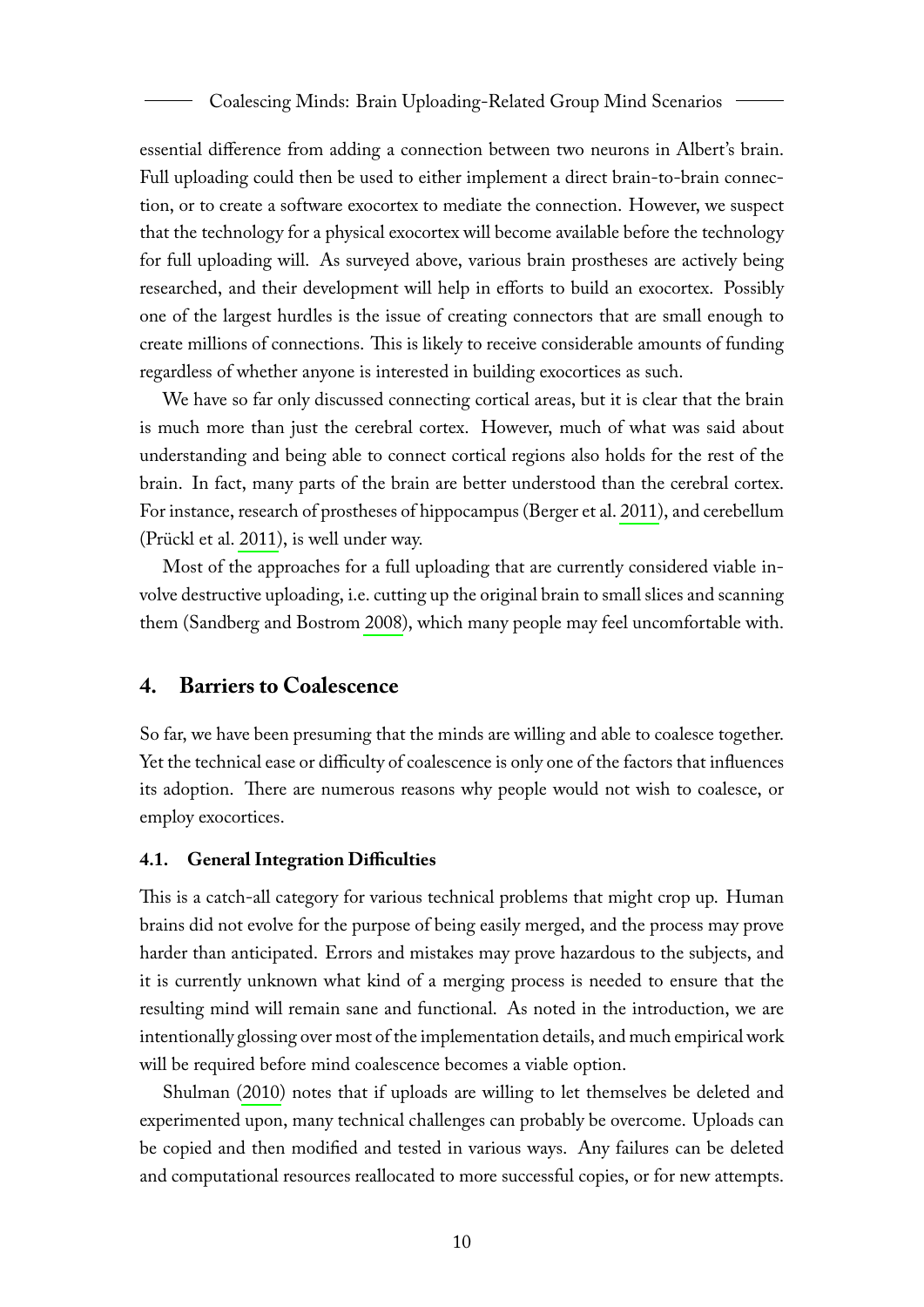essential difference from adding a connection between two neurons in Albert's brain. Full uploading could then be used to either implement a direct brain-to-brain connection, or to create a software exocortex to mediate the connection. However, we suspect that the technology for a physical exocortex will become available before the technology for full uploading will. As surveyed above, various brain prostheses are actively being researched, and their development will help in efforts to build an exocortex. Possibly one of the largest hurdles is the issue of creating connectors that are small enough to create millions of connections. This is likely to receive considerable amounts of funding regardless of whether anyone is interested in building exocortices as such.

We have so far only discussed connecting cortical areas, but it is clear that the brain is much more than just the cerebral cortex. However, much of what was said about understanding and being able to connect cortical regions also holds for the rest of the brain. In fact, many parts of the brain are better understood than the cerebral cortex. For instance, research of prostheses of hippocampus (Berger et al. 2011), and cerebellum (Prückl et al. 2011), is well under way.

Most of the approaches for a full uploading that are currently considered viable involve destructive uploading, i.e. cutting up the original brain to small slices and scanning them (Sandberg and Bostrom 2008), which many people may feel uncomfortable with.

## 4. Barriers to Coalescence

So far, we have been presuming that the minds are willing and able to coalesce together. Yet the technical ease or difficulty of coalescence is only one of the factors that influences its adoption. There are numerous reasons why people would not wish to coalesce, or employ exocortices.

### 4.1. General Integration Difficulties

This is a catch-all category for various technical problems that might crop up. Human brains did not evolve for the purpose of being easily merged, and the process may prove harder than anticipated. Errors and mistakes may prove hazardous to the subjects, and it is currently unknown what kind of a merging process is needed to ensure that the resulting mind will remain sane and functional. As noted in the introduction, we are intentionally glossing over most of the implementation details, and much empirical work will be required before mind coalescence becomes a viable option.

Shulman (2010) notes that if uploads are willing to let themselves be deleted and experimented upon, many technical challenges can probably be overcome. Uploads can be copied and then modified and tested in various ways. Any failures can be deleted and computational resources reallocated to more successful copies, or for new attempts.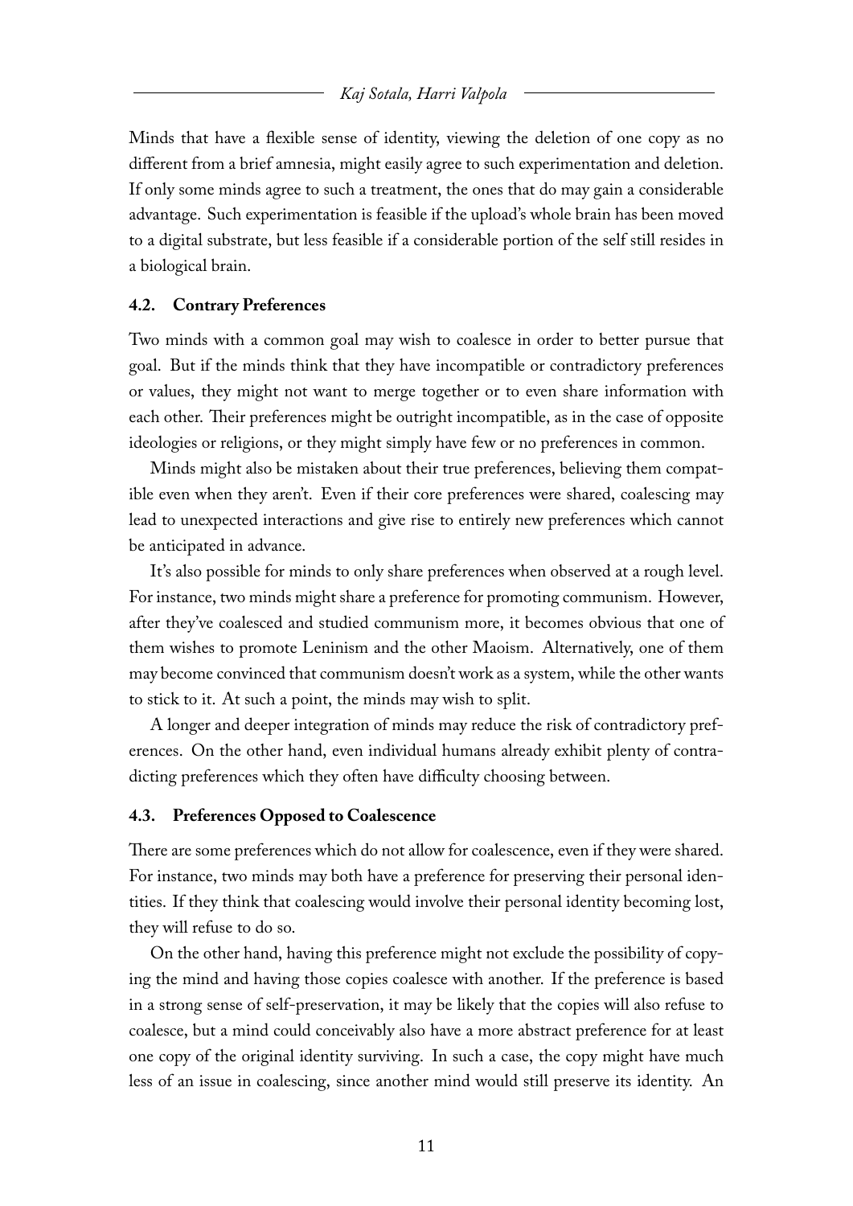Minds that have a flexible sense of identity, viewing the deletion of one copy as no different from a brief amnesia, might easily agree to such experimentation and deletion. If only some minds agree to such a treatment, the ones that do may gain a considerable advantage. Such experimentation is feasible if the upload's whole brain has been moved to a digital substrate, but less feasible if a considerable portion of the self still resides in a biological brain.

### 4.2. Contrary Preferences

Two minds with a common goal may wish to coalesce in order to better pursue that goal. But if the minds think that they have incompatible or contradictory preferences or values, they might not want to merge together or to even share information with each other. Their preferences might be outright incompatible, as in the case of opposite ideologies or religions, or they might simply have few or no preferences in common.

Minds might also be mistaken about their true preferences, believing them compatible even when they aren't. Even if their core preferences were shared, coalescing may lead to unexpected interactions and give rise to entirely new preferences which cannot be anticipated in advance.

It's also possible for minds to only share preferences when observed at a rough level. For instance, two minds might share a preference for promoting communism. However, after they've coalesced and studied communism more, it becomes obvious that one of them wishes to promote Leninism and the other Maoism. Alternatively, one of them may become convinced that communism doesn't work as a system, while the other wants to stick to it. At such a point, the minds may wish to split.

A longer and deeper integration of minds may reduce the risk of contradictory preferences. On the other hand, even individual humans already exhibit plenty of contradicting preferences which they often have difficulty choosing between.

### 4.3. Preferences Opposed to Coalescence

There are some preferences which do not allow for coalescence, even if they were shared. For instance, two minds may both have a preference for preserving their personal identities. If they think that coalescing would involve their personal identity becoming lost, they will refuse to do so.

On the other hand, having this preference might not exclude the possibility of copying the mind and having those copies coalesce with another. If the preference is based in a strong sense of self-preservation, it may be likely that the copies will also refuse to coalesce, but a mind could conceivably also have a more abstract preference for at least one copy of the original identity surviving. In such a case, the copy might have much less of an issue in coalescing, since another mind would still preserve its identity. An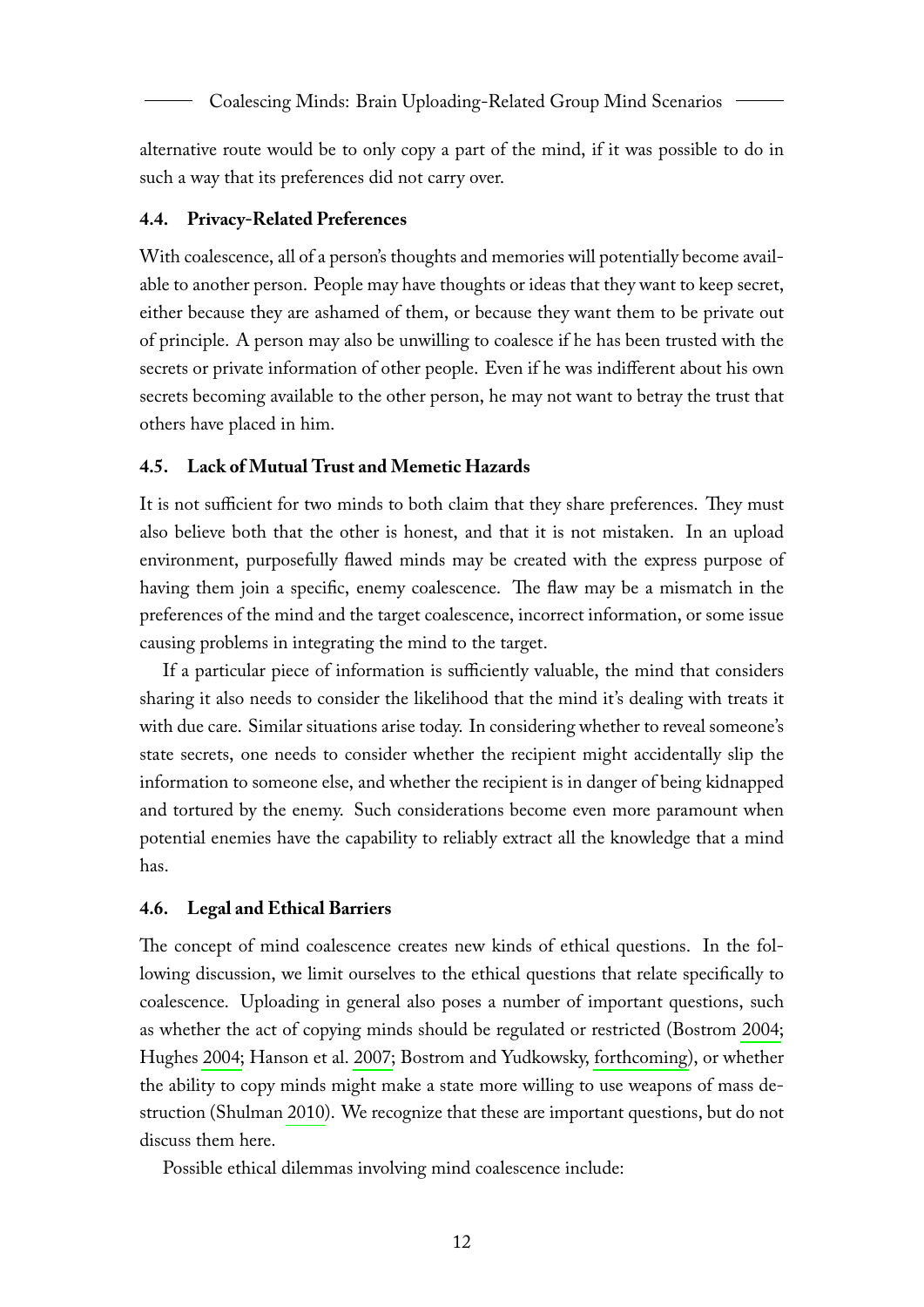alternative route would be to only copy a part of the mind, if it was possible to do in such a way that its preferences did not carry over.

### 4.4. Privacy-Related Preferences

With coalescence, all of a person's thoughts and memories will potentially become available to another person. People may have thoughts or ideas that they want to keep secret, either because they are ashamed of them, or because they want them to be private out of principle. A person may also be unwilling to coalesce if he has been trusted with the secrets or private information of other people. Even if he was indifferent about his own secrets becoming available to the other person, he may not want to betray the trust that others have placed in him.

### 4.5. Lack of Mutual Trust and Memetic Hazards

It is not sufficient for two minds to both claim that they share preferences. They must also believe both that the other is honest, and that it is not mistaken. In an upload environment, purposefully flawed minds may be created with the express purpose of having them join a specific, enemy coalescence. The flaw may be a mismatch in the preferences of the mind and the target coalescence, incorrect information, or some issue causing problems in integrating the mind to the target.

If a particular piece of information is sufficiently valuable, the mind that considers sharing it also needs to consider the likelihood that the mind it's dealing with treats it with due care. Similar situations arise today. In considering whether to reveal someone's state secrets, one needs to consider whether the recipient might accidentally slip the information to someone else, and whether the recipient is in danger of being kidnapped and tortured by the enemy. Such considerations become even more paramount when potential enemies have the capability to reliably extract all the knowledge that a mind has.

### 4.6. Legal and Ethical Barriers

The concept of mind coalescence creates new kinds of ethical questions. In the following discussion, we limit ourselves to the ethical questions that relate specifically to coalescence. Uploading in general also poses a number of important questions, such as whether the act of copying minds should be regulated or restricted (Bostrom 2004; Hughes 2004; Hanson et al. 2007; Bostrom and Yudkowsky, forthcoming), or whether the ability to copy minds might make a state more willing to use weapons of mass destruction (Shulman 2010). We recognize that these are important questions, but do not discuss them here.

Possible ethical dilemmas involving mind coalescence include: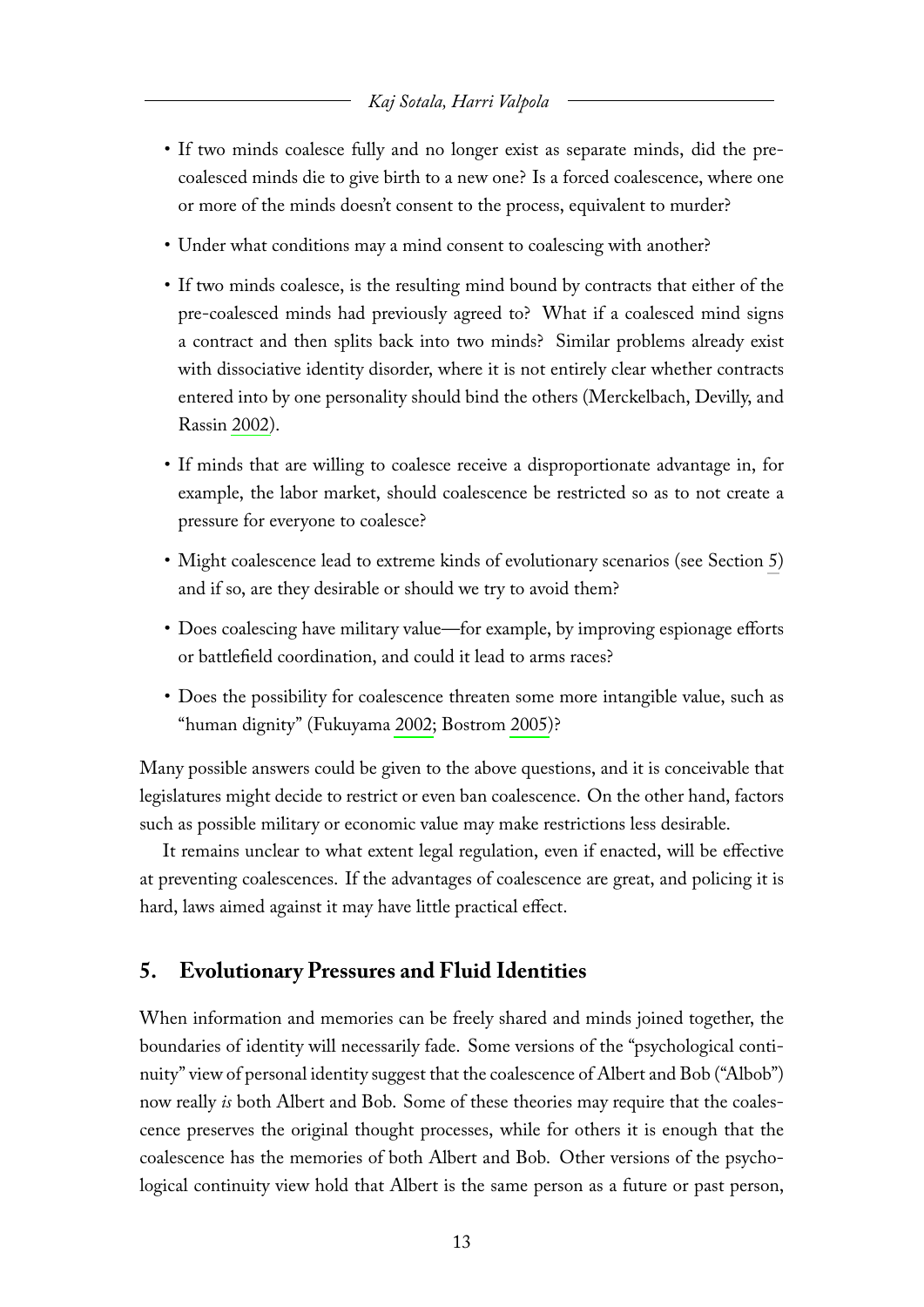- If two minds coalesce fully and no longer exist as separate minds, did the pre-coalesced minds die to give birth to a new one? Is a forced coalescence, where one or more of the minds doesn't consent to the process, equivalent to murder?
- Under what conditions may a mind consent to coalescing with another?
- If two minds coalesce, is the resulting mind bound by contracts that either of the pre-coalesced minds had previously agreed to? What if a coalesced mind signs a contract and then splits back into two minds? Similar problems already exist with dissociative identity disorder, where it is not entirely clear whether contracts entered into by one personality should bind the others (Merckelbach, Devilly, and Rassin 2002).
- If minds that are willing to coalesce receive a disproportionate advantage in, for example, the labor market, should coalescence be restricted so as to not create a pressure for everyone to coalesce?
- Might coalescence lead to extreme kinds of evolutionary scenarios (see Section 5) and if so, are they desirable or should we try to avoid them?
- Does coalescing have military value—for example, by improving espionage efforts or battlefield coordination, and could it lead to arms races?
- Does the possibility for coalescence threaten some more intangible value, such as "human dignity" (Fukuyama 2002; Bostrom 2005)?

Many possible answers could be given to the above questions, and it is conceivable that legislatures might decide to restrict or even ban coalescence. On the other hand, factors such as possible military or economic value may make restrictions less desirable.

It remains unclear to what extent legal regulation, even if enacted, will be effective at preventing coalescences. If the advantages of coalescence are great, and policing it is hard, laws aimed against it may have little practical effect.

## 5. Evolutionary Pressures and Fluid Identities

When information and memories can be freely shared and minds joined together, the boundaries of identity will necessarily fade. Some versions of the "psychological continuity" view of personal identity suggest that the coalescence of Albert and Bob ("Albob") now really *is* both Albert and Bob. Some of these theories may require that the coalescence preserves the original thought processes, while for others it is enough that the coalescence has the memories of both Albert and Bob. Other versions of the psychological continuity view hold that Albert is the same person as a future or past person,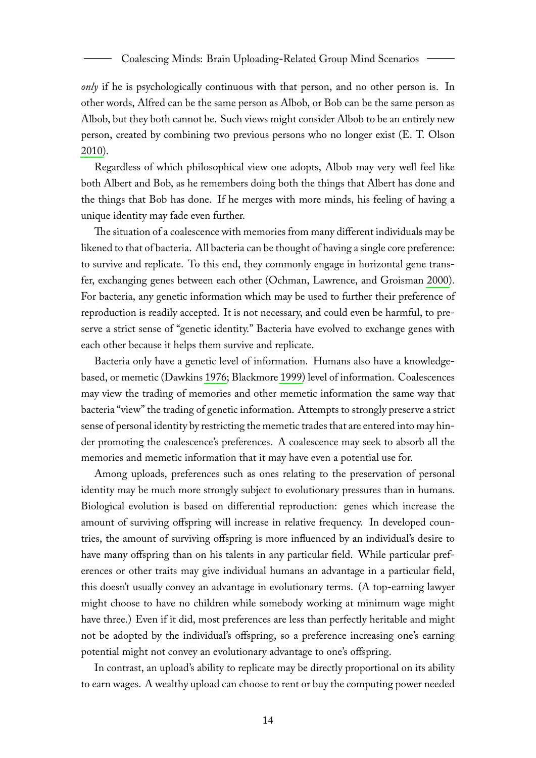*only* if he is psychologically continuous with that person, and no other person is. In other words, Alfred can be the same person as Albob, or Bob can be the same person as Albob, but they both cannot be. Such views might consider Albob to be an entirely new person, created by combining two previous persons who no longer exist (E. T. Olson 2010).

Regardless of which philosophical view one adopts, Albob may very well feel like both Albert and Bob, as he remembers doing both the things that Albert has done and the things that Bob has done. If he merges with more minds, his feeling of having a unique identity may fade even further.

The situation of a coalescence with memories from many different individuals may be likened to that of bacteria. All bacteria can be thought of having a single core preference: to survive and replicate. To this end, they commonly engage in horizontal gene transfer, exchanging genes between each other (Ochman, Lawrence, and Groisman 2000). For bacteria, any genetic information which may be used to further their preference of reproduction is readily accepted. It is not necessary, and could even be harmful, to preserve a strict sense of "genetic identity." Bacteria have evolved to exchange genes with each other because it helps them survive and replicate.

Bacteria only have a genetic level of information. Humans also have a knowledge-based, or memetic (Dawkins 1976; Blackmore 1999) level of information. Coalescences may view the trading of memories and other memetic information the same way that bacteria "view" the trading of genetic information. Attempts to strongly preserve a strict sense of personal identity by restricting the memetic trades that are entered into may hinder promoting the coalescence's preferences. A coalescence may seek to absorb all the memories and memetic information that it may have even a potential use for.

Among uploads, preferences such as ones relating to the preservation of personal identity may be much more strongly subject to evolutionary pressures than in humans. Biological evolution is based on differential reproduction: genes which increase the amount of surviving offspring will increase in relative frequency. In developed countries, the amount of surviving offspring is more influenced by an individual's desire to have many offspring than on his talents in any particular field. While particular preferences or other traits may give individual humans an advantage in a particular field, this doesn't usually convey an advantage in evolutionary terms. (A top-earning lawyer might choose to have no children while somebody working at minimum wage might have three.) Even if it did, most preferences are less than perfectly heritable and might not be adopted by the individual's offspring, so a preference increasing one's earning potential might not convey an evolutionary advantage to one's offspring.

In contrast, an upload's ability to replicate may be directly proportional on its ability to earn wages. A wealthy upload can choose to rent or buy the computing power needed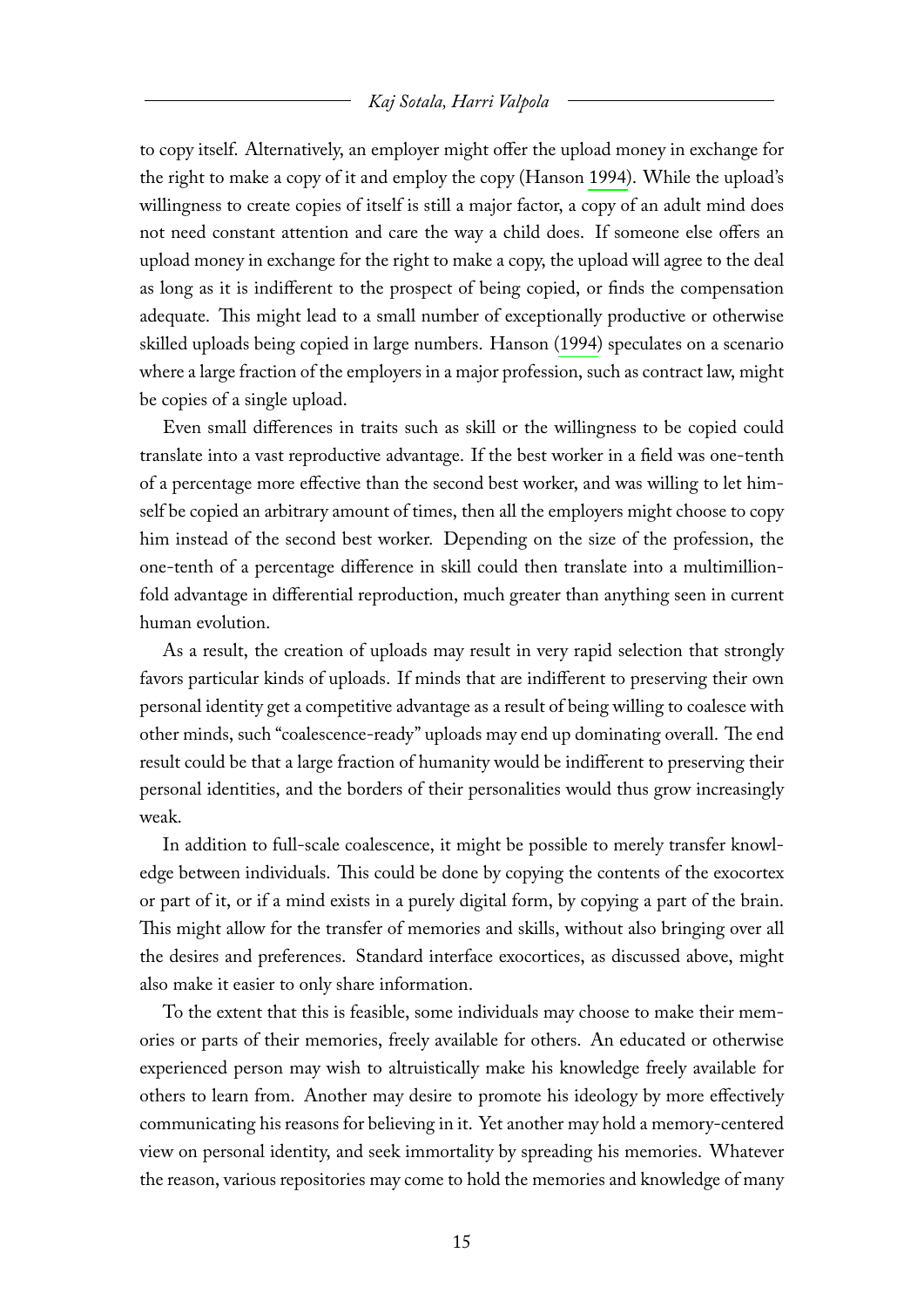to copy itself. Alternatively, an employer might offer the upload money in exchange for the right to make a copy of it and employ the copy (Hanson 1994). While the upload's willingness to create copies of itself is still a major factor, a copy of an adult mind does not need constant attention and care the way a child does. If someone else offers an upload money in exchange for the right to make a copy, the upload will agree to the deal as long as it is indifferent to the prospect of being copied, or finds the compensation adequate. This might lead to a small number of exceptionally productive or otherwise skilled uploads being copied in large numbers. Hanson (1994) speculates on a scenario where a large fraction of the employers in a major profession, such as contract law, might be copies of a single upload.

Even small differences in traits such as skill or the willingness to be copied could translate into a vast reproductive advantage. If the best worker in a field was one-tenth of a percentage more effective than the second best worker, and was willing to let himself be copied an arbitrary amount of times, then all the employers might choose to copy him instead of the second best worker. Depending on the size of the profession, the one-tenth of a percentage difference in skill could then translate into a multimillion-fold advantage in differential reproduction, much greater than anything seen in current human evolution.

As a result, the creation of uploads may result in very rapid selection that strongly favors particular kinds of uploads. If minds that are indifferent to preserving their own personal identity get a competitive advantage as a result of being willing to coalesce with other minds, such "coalescence-ready" uploads may end up dominating overall. The end result could be that a large fraction of humanity would be indifferent to preserving their personal identities, and the borders of their personalities would thus grow increasingly weak.

In addition to full-scale coalescence, it might be possible to merely transfer knowledge between individuals. This could be done by copying the contents of the exocortex or part of it, or if a mind exists in a purely digital form, by copying a part of the brain. This might allow for the transfer of memories and skills, without also bringing over all the desires and preferences. Standard interface exocortices, as discussed above, might also make it easier to only share information.

To the extent that this is feasible, some individuals may choose to make their memories or parts of their memories, freely available for others. An educated or otherwise experienced person may wish to altruistically make his knowledge freely available for others to learn from. Another may desire to promote his ideology by more effectively communicating his reasons for believing in it. Yet another may hold a memory-centered view on personal identity, and seek immortality by spreading his memories. Whatever the reason, various repositories may come to hold the memories and knowledge of many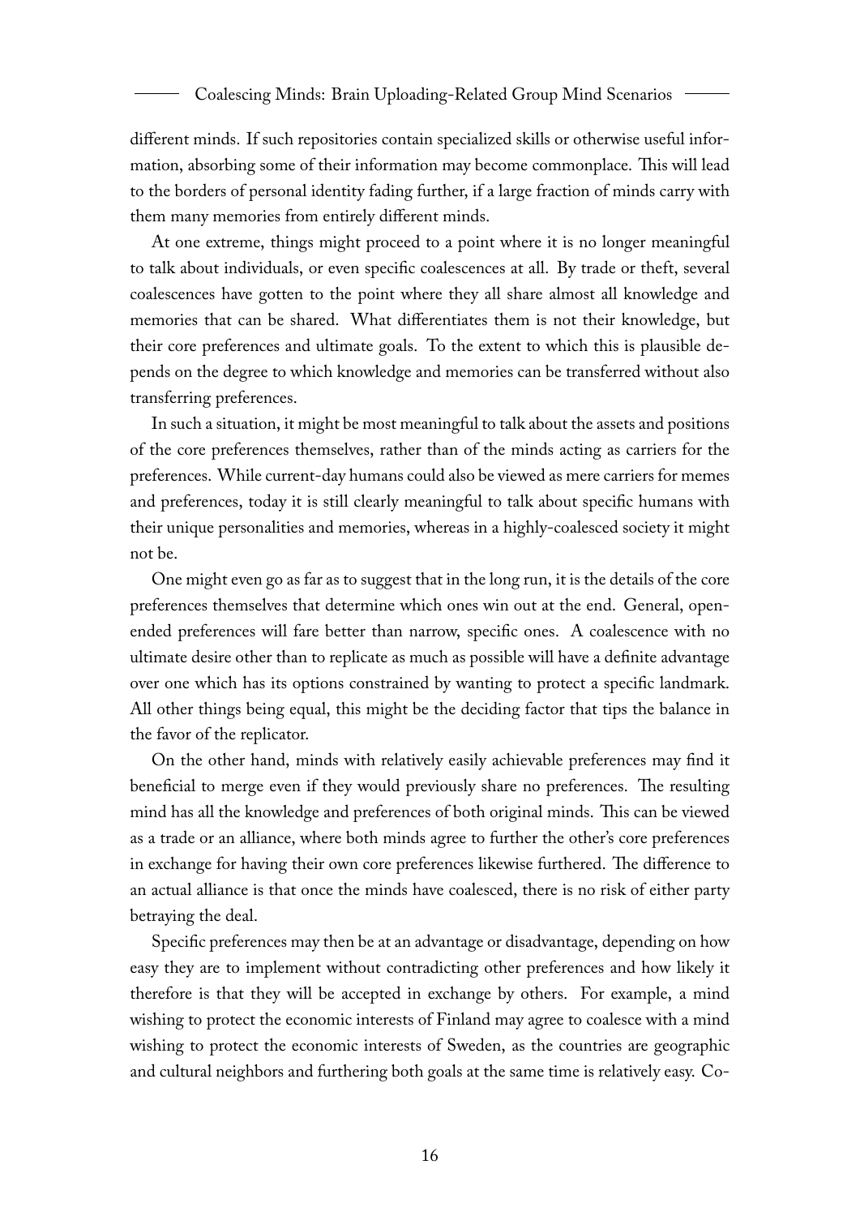different minds. If such repositories contain specialized skills or otherwise useful information, absorbing some of their information may become commonplace. This will lead to the borders of personal identity fading further, if a large fraction of minds carry with them many memories from entirely different minds.

At one extreme, things might proceed to a point where it is no longer meaningful to talk about individuals, or even specific coalescences at all. By trade or theft, several coalescences have gotten to the point where they all share almost all knowledge and memories that can be shared. What differentiates them is not their knowledge, but their core preferences and ultimate goals. To the extent to which this is plausible depends on the degree to which knowledge and memories can be transferred without also transferring preferences.

In such a situation, it might be most meaningful to talk about the assets and positions of the core preferences themselves, rather than of the minds acting as carriers for the preferences. While current-day humans could also be viewed as mere carriers for memes and preferences, today it is still clearly meaningful to talk about specific humans with their unique personalities and memories, whereas in a highly-coalesced society it might not be.

One might even go as far as to suggest that in the long run, it is the details of the core preferences themselves that determine which ones win out at the end. General, open-ended preferences will fare better than narrow, specific ones. A coalescence with no ultimate desire other than to replicate as much as possible will have a definite advantage over one which has its options constrained by wanting to protect a specific landmark. All other things being equal, this might be the deciding factor that tips the balance in the favor of the replicator.

On the other hand, minds with relatively easily achievable preferences may find it beneficial to merge even if they would previously share no preferences. The resulting mind has all the knowledge and preferences of both original minds. This can be viewed as a trade or an alliance, where both minds agree to further the other's core preferences in exchange for having their own core preferences likewise furthered. The difference to an actual alliance is that once the minds have coalesced, there is no risk of either party betraying the deal.

Specific preferences may then be at an advantage or disadvantage, depending on how easy they are to implement without contradicting other preferences and how likely it therefore is that they will be accepted in exchange by others. For example, a mind wishing to protect the economic interests of Finland may agree to coalesce with a mind wishing to protect the economic interests of Sweden, as the countries are geographic and cultural neighbors and furthering both goals at the same time is relatively easy. Co-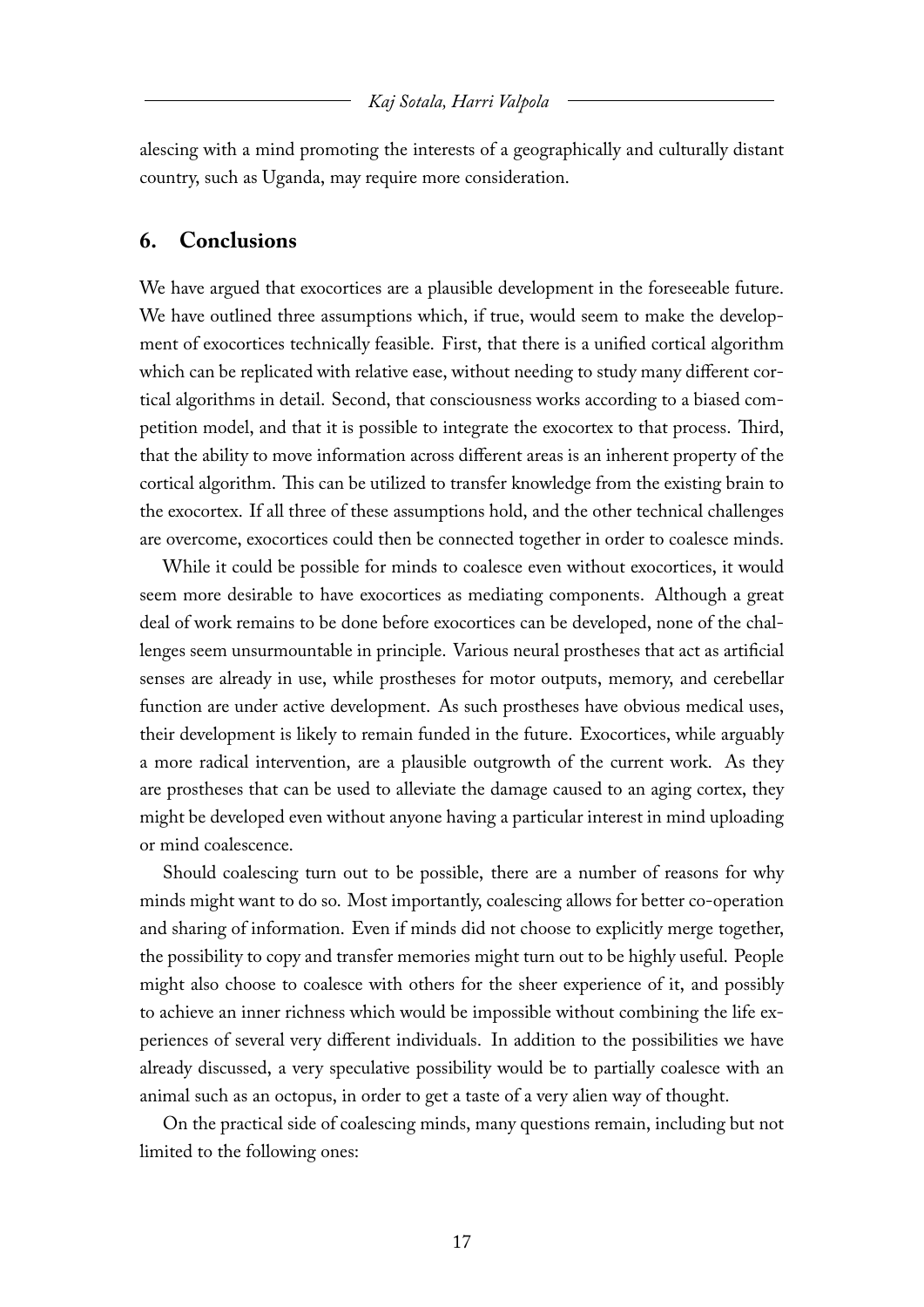alescing with a mind promoting the interests of a geographically and culturally distant country, such as Uganda, may require more consideration.

## 6. Conclusions

We have argued that exocortices are a plausible development in the foreseeable future. We have outlined three assumptions which, if true, would seem to make the development of exocortices technically feasible. First, that there is a unified cortical algorithm which can be replicated with relative ease, without needing to study many different cortical algorithms in detail. Second, that consciousness works according to a biased competition model, and that it is possible to integrate the exocortex to that process. Third, that the ability to move information across different areas is an inherent property of the cortical algorithm. This can be utilized to transfer knowledge from the existing brain to the exocortex. If all three of these assumptions hold, and the other technical challenges are overcome, exocortices could then be connected together in order to coalesce minds.

While it could be possible for minds to coalesce even without exocortices, it would seem more desirable to have exocortices as mediating components. Although a great deal of work remains to be done before exocortices can be developed, none of the challenges seem unsurmountable in principle. Various neural prostheses that act as artificial senses are already in use, while prostheses for motor outputs, memory, and cerebellar function are under active development. As such prostheses have obvious medical uses, their development is likely to remain funded in the future. Exocortices, while arguably a more radical intervention, are a plausible outgrowth of the current work. As they are prostheses that can be used to alleviate the damage caused to an aging cortex, they might be developed even without anyone having a particular interest in mind uploading or mind coalescence.

Should coalescing turn out to be possible, there are a number of reasons for why minds might want to do so. Most importantly, coalescing allows for better co-operation and sharing of information. Even if minds did not choose to explicitly merge together, the possibility to copy and transfer memories might turn out to be highly useful. People might also choose to coalesce with others for the sheer experience of it, and possibly to achieve an inner richness which would be impossible without combining the life experiences of several very different individuals. In addition to the possibilities we have already discussed, a very speculative possibility would be to partially coalesce with an animal such as an octopus, in order to get a taste of a very alien way of thought.

On the practical side of coalescing minds, many questions remain, including but not limited to the following ones: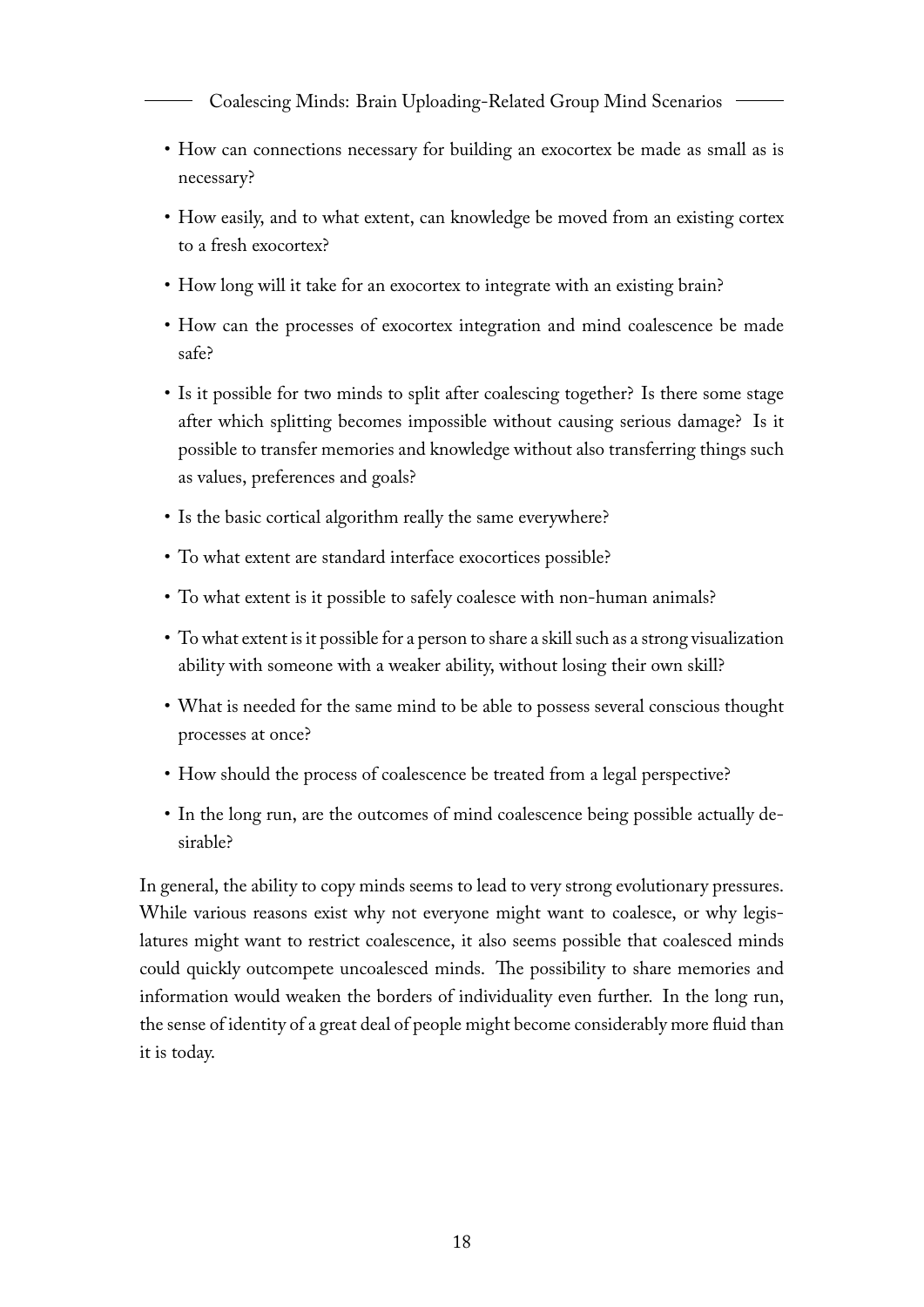- How can connections necessary for building an exocortex be made as small as is necessary?
- How easily, and to what extent, can knowledge be moved from an existing cortex to a fresh exocortex?
- How long will it take for an exocortex to integrate with an existing brain?
- How can the processes of exocortex integration and mind coalescence be made safe?
- Is it possible for two minds to split after coalescing together? Is there some stage after which splitting becomes impossible without causing serious damage? Is it possible to transfer memories and knowledge without also transferring things such as values, preferences and goals?
- Is the basic cortical algorithm really the same everywhere?
- To what extent are standard interface exocortices possible?
- To what extent is it possible to safely coalesce with non-human animals?
- To what extent is it possible for a person to share a skill such as a strong visualization ability with someone with a weaker ability, without losing their own skill?
- What is needed for the same mind to be able to possess several conscious thought processes at once?
- How should the process of coalescence be treated from a legal perspective?
- In the long run, are the outcomes of mind coalescence being possible actually desirable?

In general, the ability to copy minds seems to lead to very strong evolutionary pressures. While various reasons exist why not everyone might want to coalesce, or why legislatures might want to restrict coalescence, it also seems possible that coalesced minds could quickly outcompete uncoalesced minds. The possibility to share memories and information would weaken the borders of individuality even further. In the long run, the sense of identity of a great deal of people might become considerably more fluid than it is today.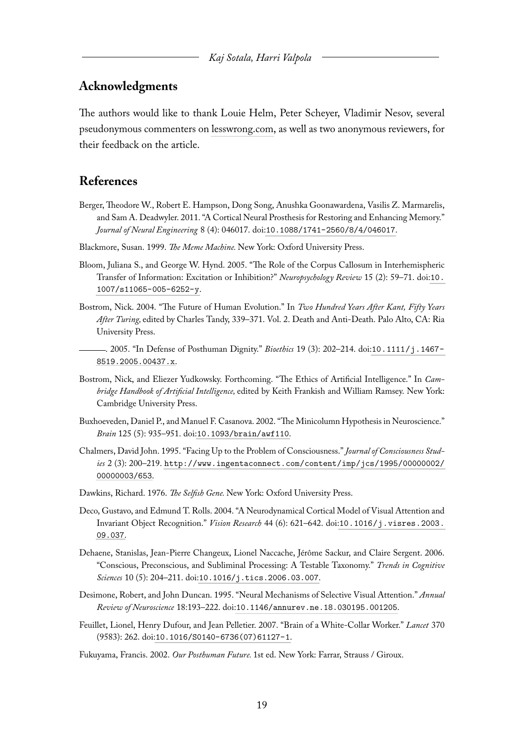## Acknowledgments

The authors would like to thank Louie Helm, Peter Scheyer, Vladimir Nesov, several pseudonymous commenters on lesswrong.com, as well as two anonymous reviewers, for their feedback on the article.

## References

Berger, Theodore W., Robert E. Hampson, Dong Song, Anushka Goonawardena, Vasilis Z. Marmarelis, and Sam A. Deadwyler. 2011. "A Cortical Neural Prosthesis for Restoring and Enhancing Memory." *Journal of Neural Engineering* 8 (4): 046017. doi:10.1088/1741-2560/8/4/046017.

Blackmore, Susan. 1999. *The Meme Machine.* New York: Oxford University Press.

Bloom, Juliana S., and George W. Hynd. 2005. "The Role of the Corpus Callosum in Interhemispheric Transfer of Information: Excitation or Inhibition?" *Neuropsychology Review* 15 (2): 59–71. doi:10.1007/s11065-005-6252-y.

Bostrom, Nick. 2004. "The Future of Human Evolution." In *Two Hundred Years After Kant, Fifty Years After Turing,* edited by Charles Tandy, 339–371. Vol. 2. Death and Anti-Death. Palo Alto, CA: Ria University Press.

———. 2005. "In Defense of Posthuman Dignity." *Bioethics* 19 (3): 202–214. doi:10.1111/j.1467-8519.2005.00437.x.

Bostrom, Nick, and Eliezer Yudkowsky. Forthcoming. "The Ethics of Artificial Intelligence." In *Cambridge Handbook of Artificial Intelligence,* edited by Keith Frankish and William Ramsey. New York: Cambridge University Press.

Buxhoeveden, Daniel P., and Manuel F. Casanova. 2002. "The Minicolumn Hypothesis in Neuroscience." *Brain* 125 (5): 935–951. doi:10.1093/brain/awf110.

Chalmers, David John. 1995. "Facing Up to the Problem of Consciousness." *Journal of Consciousness Studies* 2 (3): 200–219. http://www.ingentaconnect.com/content/imp/jcs/1995/00000002/00000003/653.

Dawkins, Richard. 1976. *The Selfish Gene.* New York: Oxford University Press.

Deco, Gustavo, and Edmund T. Rolls. 2004. "A Neurodynamical Cortical Model of Visual Attention and Invariant Object Recognition." *Vision Research* 44 (6): 621–642. doi:10.1016/j.visres.2003.09.037.

Dehaene, Stanislas, Jean-Pierre Changeux, Lionel Naccache, Jérôme Sackur, and Claire Sergent. 2006. "Conscious, Preconscious, and Subliminal Processing: A Testable Taxonomy." *Trends in Cognitive Sciences* 10 (5): 204–211. doi:10.1016/j.tics.2006.03.007.

Desimone, Robert, and John Duncan. 1995. "Neural Mechanisms of Selective Visual Attention." *Annual Review of Neuroscience* 18:193–222. doi:10.1146/annurev.ne.18.030195.001205.

Feuillet, Lionel, Henry Dufour, and Jean Pelletier. 2007. "Brain of a White-Collar Worker." *Lancet* 370 (9583): 262. doi:10.1016/S0140-6736(07)61127-1.

Fukuyama, Francis. 2002. *Our Posthuman Future.* 1st ed. New York: Farrar, Strauss / Giroux.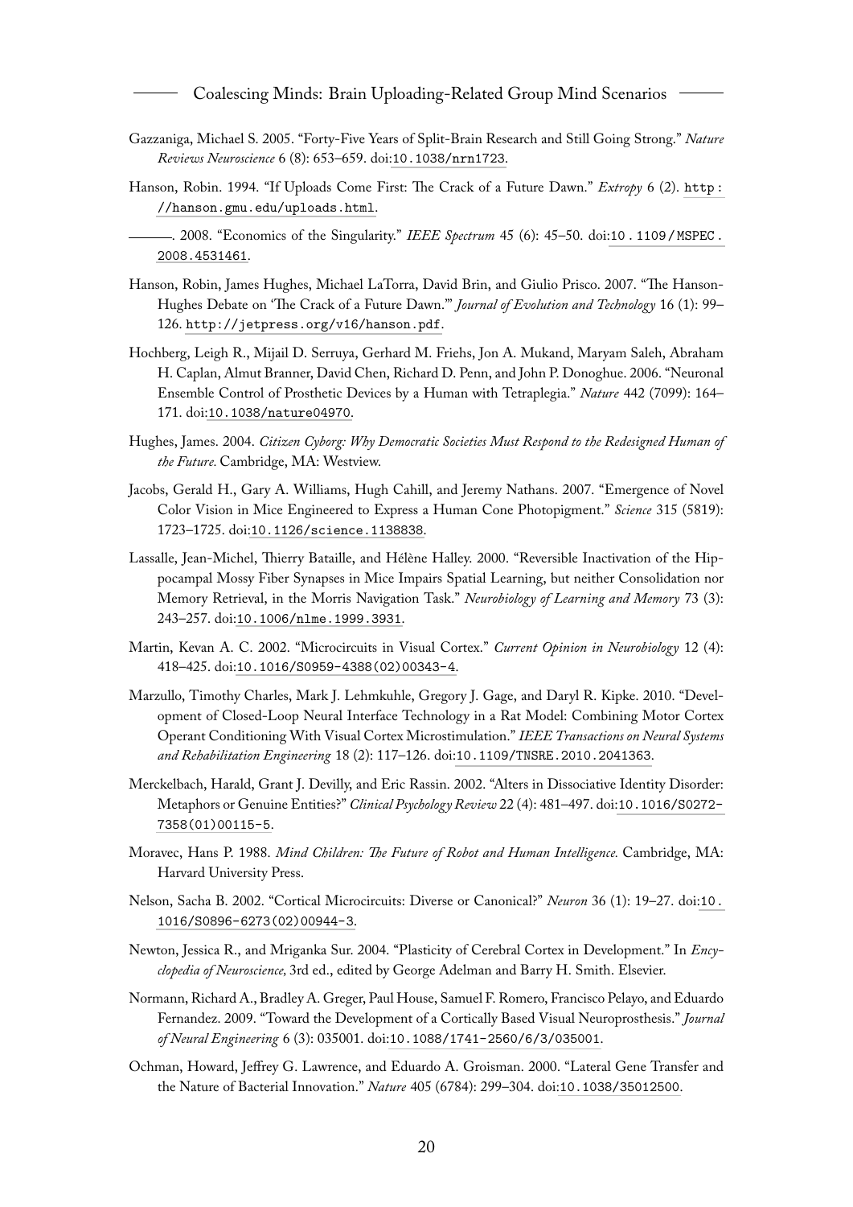Gazzaniga, Michael S. 2005. "Forty-Five Years of Split-Brain Research and Still Going Strong." *Nature Reviews Neuroscience* 6 (8): 653–659. doi:10.1038/nrn1723.

Hanson, Robin. 1994. "If Uploads Come First: The Crack of a Future Dawn." *Extropy* 6 (2). http://hanson.gmu.edu/uploads.html.

———. 2008. "Economics of the Singularity." *IEEE Spectrum* 45 (6): 45–50. doi:10.1109/MSPEC.2008.4531461.

Hanson, Robin, James Hughes, Michael LaTorra, David Brin, and Giulio Prisco. 2007. "The Hanson-Hughes Debate on 'The Crack of a Future Dawn.'" *Journal of Evolution and Technology* 16 (1): 99–126. http://jetpress.org/v16/hanson.pdf.

Hochberg, Leigh R., Mijail D. Serruya, Gerhard M. Friehs, Jon A. Mukand, Maryam Saleh, Abraham H. Caplan, Almut Branner, David Chen, Richard D. Penn, and John P. Donoghue. 2006. "Neuronal Ensemble Control of Prosthetic Devices by a Human with Tetraplegia." *Nature* 442 (7099): 164–171. doi:10.1038/nature04970.

Hughes, James. 2004. *Citizen Cyborg: Why Democratic Societies Must Respond to the Redesigned Human of the Future.* Cambridge, MA: Westview.

Jacobs, Gerald H., Gary A. Williams, Hugh Cahill, and Jeremy Nathans. 2007. "Emergence of Novel Color Vision in Mice Engineered to Express a Human Cone Photopigment." *Science* 315 (5819): 1723–1725. doi:10.1126/science.1138838.

Lassalle, Jean-Michel, Thierry Bataille, and Hélène Halley. 2000. "Reversible Inactivation of the Hippocampal Mossy Fiber Synapses in Mice Impairs Spatial Learning, but neither Consolidation nor Memory Retrieval, in the Morris Navigation Task." *Neurobiology of Learning and Memory* 73 (3): 243–257. doi:10.1006/nlme.1999.3931.

Martin, Kevan A. C. 2002. "Microcircuits in Visual Cortex." *Current Opinion in Neurobiology* 12 (4): 418–425. doi:10.1016/S0959-4388(02)00343-4.

Marzullo, Timothy Charles, Mark J. Lehmkuhle, Gregory J. Gage, and Daryl R. Kipke. 2010. "Development of Closed-Loop Neural Interface Technology in a Rat Model: Combining Motor Cortex Operant Conditioning With Visual Cortex Microstimulation." *IEEE Transactions on Neural Systems and Rehabilitation Engineering* 18 (2): 117–126. doi:10.1109/TNSRE.2010.2041363.

Merckelbach, Harald, Grant J. Devilly, and Eric Rassin. 2002. "Alters in Dissociative Identity Disorder: Metaphors or Genuine Entities?" *Clinical Psychology Review* 22 (4): 481–497. doi:10.1016/S0272-7358(01)00115-5.

Moravec, Hans P. 1988. *Mind Children: The Future of Robot and Human Intelligence.* Cambridge, MA: Harvard University Press.

Nelson, Sacha B. 2002. "Cortical Microcircuits: Diverse or Canonical?" *Neuron* 36 (1): 19–27. doi:10.1016/S0896-6273(02)00944-3.

Newton, Jessica R., and Mriganka Sur. 2004. "Plasticity of Cerebral Cortex in Development." In *Encyclopedia of Neuroscience,* 3rd ed., edited by George Adelman and Barry H. Smith. Elsevier.

Normann, Richard A., Bradley A. Greger, Paul House, Samuel F. Romero, Francisco Pelayo, and Eduardo Fernandez. 2009. "Toward the Development of a Cortically Based Visual Neuroprosthesis." *Journal of Neural Engineering* 6 (3): 035001. doi:10.1088/1741-2560/6/3/035001.

Ochman, Howard, Jeffrey G. Lawrence, and Eduardo A. Groisman. 2000. "Lateral Gene Transfer and the Nature of Bacterial Innovation." *Nature* 405 (6784): 299–304. doi:10.1038/35012500.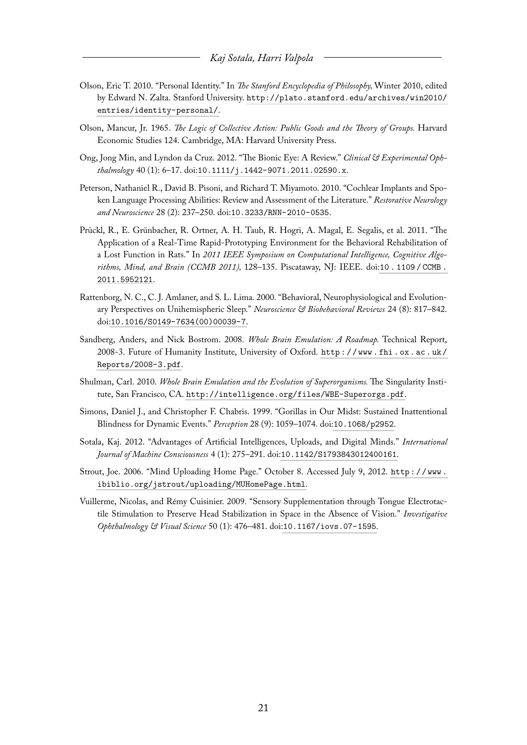Olson, Eric T. 2010. "Personal Identity." In *The Stanford Encyclopedia of Philosophy,* Winter 2010, edited by Edward N. Zalta. Stanford University. http://plato.stanford.edu/archives/win2010/entries/identity-personal/.

Olson, Mancur, Jr. 1965. *The Logic of Collective Action: Public Goods and the Theory of Groups.* Harvard Economic Studies 124. Cambridge, MA: Harvard University Press.

Ong, Jong Min, and Lyndon da Cruz. 2012. "The Bionic Eye: A Review." *Clinical & Experimental Ophthalmology* 40 (1): 6–17. doi:10.1111/j.1442-9071.2011.02590.x.

Peterson, Nathaniel R., David B. Pisoni, and Richard T. Miyamoto. 2010. "Cochlear Implants and Spoken Language Processing Abilities: Review and Assessment of the Literature." *Restorative Neurology and Neuroscience* 28 (2): 237–250. doi:10.3233/RNN-2010-0535.

Prückl, R., E. Grünbacher, R. Ortner, A. H. Taub, R. Hogri, A. Magal, E. Segalis, et al. 2011. "The Application of a Real-Time Rapid-Prototyping Environment for the Behavioral Rehabilitation of a Lost Function in Rats." In *2011 IEEE Symposium on Computational Intelligence, Cognitive Algorithms, Mind, and Brain (CCMB 2011),* 128–135. Piscataway, NJ: IEEE. doi:10.1109/CCMB.2011.5952121.

Rattenborg, N. C., C. J. Amlaner, and S. L. Lima. 2000. "Behavioral, Neurophysiological and Evolutionary Perspectives on Unihemispheric Sleep." *Neuroscience & Biobehavioral Reviews* 24 (8): 817–842. doi:10.1016/S0149-7634(00)00039-7.

Sandberg, Anders, and Nick Bostrom. 2008. *Whole Brain Emulation: A Roadmap.* Technical Report, 2008-3. Future of Humanity Institute, University of Oxford. http://www.fhi.ox.ac.uk/Reports/2008-3.pdf.

Shulman, Carl. 2010. *Whole Brain Emulation and the Evolution of Superorganisms.* The Singularity Institute, San Francisco, CA. http://intelligence.org/files/WBE-Superorgs.pdf.

Simons, Daniel J., and Christopher F. Chabris. 1999. "Gorillas in Our Midst: Sustained Inattentional Blindness for Dynamic Events." *Perception* 28 (9): 1059–1074. doi:10.1068/p2952.

Sotala, Kaj. 2012. "Advantages of Artificial Intelligences, Uploads, and Digital Minds." *International Journal of Machine Consciousness* 4 (1): 275–291. doi:10.1142/S1793843012400161.

Strout, Joe. 2006. "Mind Uploading Home Page." October 8. Accessed July 9, 2012. http://www.ibiblio.org/jstrout/uploading/MUHomePage.html.

Vuillerme, Nicolas, and Rémy Cuisinier. 2009. "Sensory Supplementation through Tongue Electrotactile Stimulation to Preserve Head Stabilization in Space in the Absence of Vision." *Investigative Ophthalmology & Visual Science* 50 (1): 476–481. doi:10.1167/iovs.07-1595.